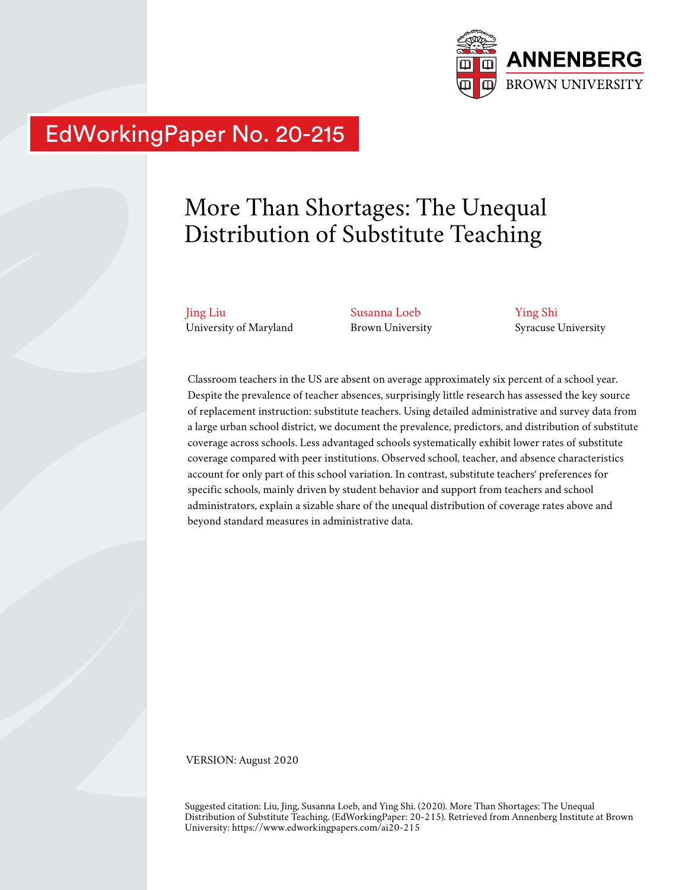ANNENBERG

BROWN UNIVERSITY

EdWorkingPaper No. 20-215

# More Than Shortages: The Unequal Distribution of Substitute Teaching

Jing Liu
University of Maryland

Susanna Loeb
Brown University

Ying Shi
Syracuse University

Classroom teachers in the US are absent on average approximately six percent of a school year. Despite the prevalence of teacher absences, surprisingly little research has assessed the key source of replacement instruction: substitute teachers. Using detailed administrative and survey data from a large urban school district, we document the prevalence, predictors, and distribution of substitute coverage across schools. Less advantaged schools systematically exhibit lower rates of substitute coverage compared with peer institutions. Observed school, teacher, and absence characteristics account for only part of this school variation. In contrast, substitute teachers' preferences for specific schools, mainly driven by student behavior and support from teachers and school administrators, explain a sizable share of the unequal distribution of coverage rates above and beyond standard measures in administrative data.

VERSION: August 2020

Suggested citation: Liu, Jing, Susanna Loeb, and Ying Shi. (2020). More Than Shortages: The Unequal Distribution of Substitute Teaching. (EdWorkingPaper: 20-215). Retrieved from Annenberg Institute at Brown University: https://www.edworkingpapers.com/ai20-215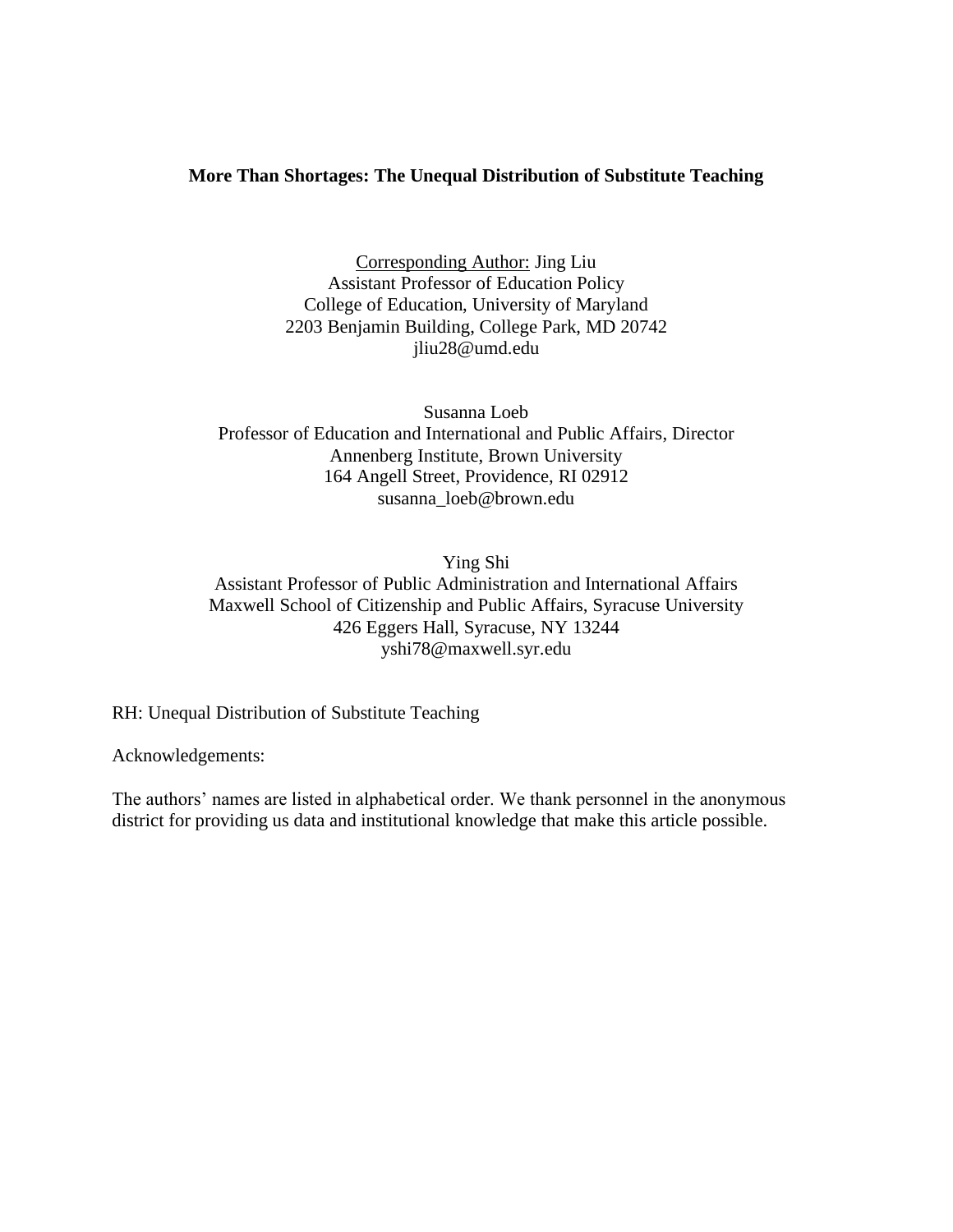**More Than Shortages: The Unequal Distribution of Substitute Teaching**

Corresponding Author: Jing Liu
Assistant Professor of Education Policy
College of Education, University of Maryland
2203 Benjamin Building, College Park, MD 20742
jliu28@umd.edu

Susanna Loeb
Professor of Education and International and Public Affairs, Director
Annenberg Institute, Brown University
164 Angell Street, Providence, RI 02912
susanna_loeb@brown.edu

Ying Shi
Assistant Professor of Public Administration and International Affairs
Maxwell School of Citizenship and Public Affairs, Syracuse University
426 Eggers Hall, Syracuse, NY 13244
yshi78@maxwell.syr.edu

RH: Unequal Distribution of Substitute Teaching

Acknowledgements:

The authors' names are listed in alphabetical order. We thank personnel in the anonymous district for providing us data and institutional knowledge that make this article possible.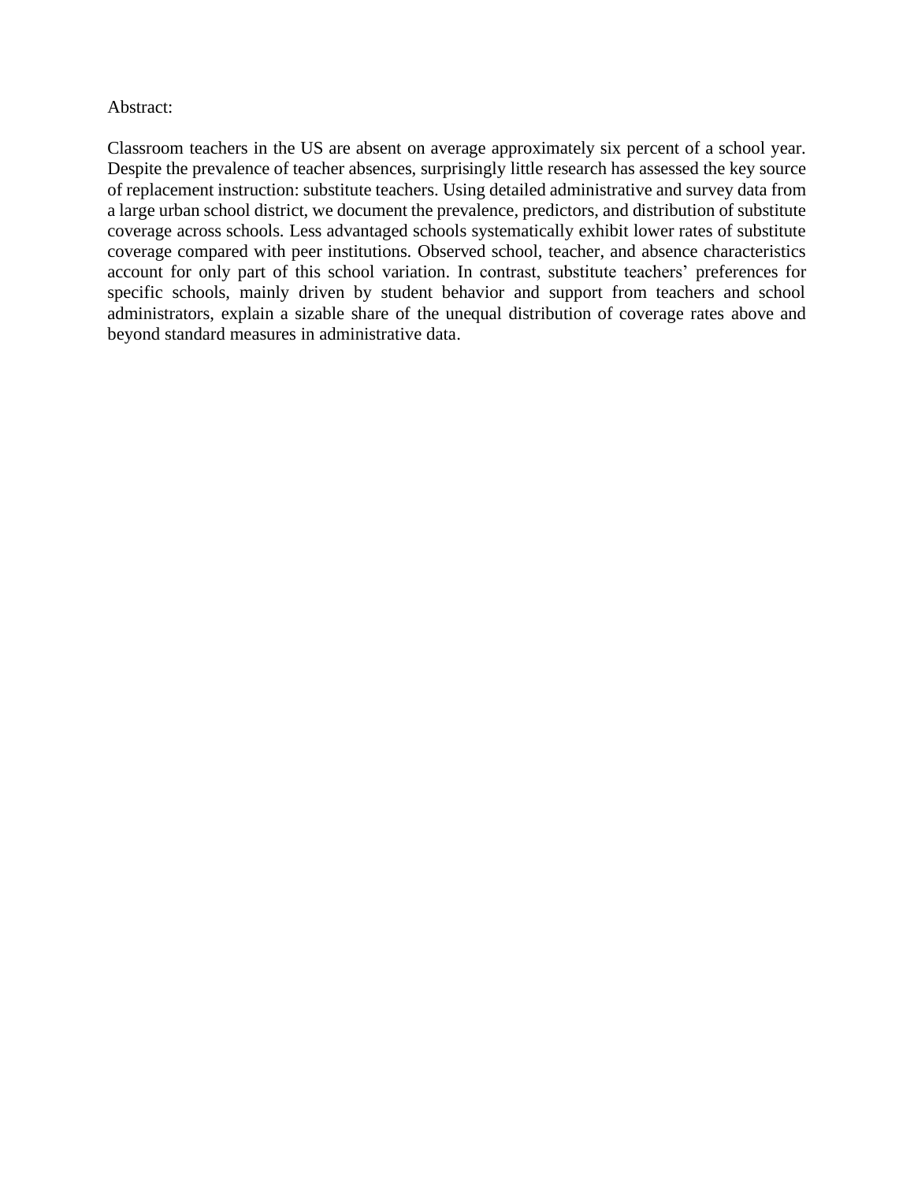Abstract:

Classroom teachers in the US are absent on average approximately six percent of a school year. Despite the prevalence of teacher absences, surprisingly little research has assessed the key source of replacement instruction: substitute teachers. Using detailed administrative and survey data from a large urban school district, we document the prevalence, predictors, and distribution of substitute coverage across schools. Less advantaged schools systematically exhibit lower rates of substitute coverage compared with peer institutions. Observed school, teacher, and absence characteristics account for only part of this school variation. In contrast, substitute teachers' preferences for specific schools, mainly driven by student behavior and support from teachers and school administrators, explain a sizable share of the unequal distribution of coverage rates above and beyond standard measures in administrative data.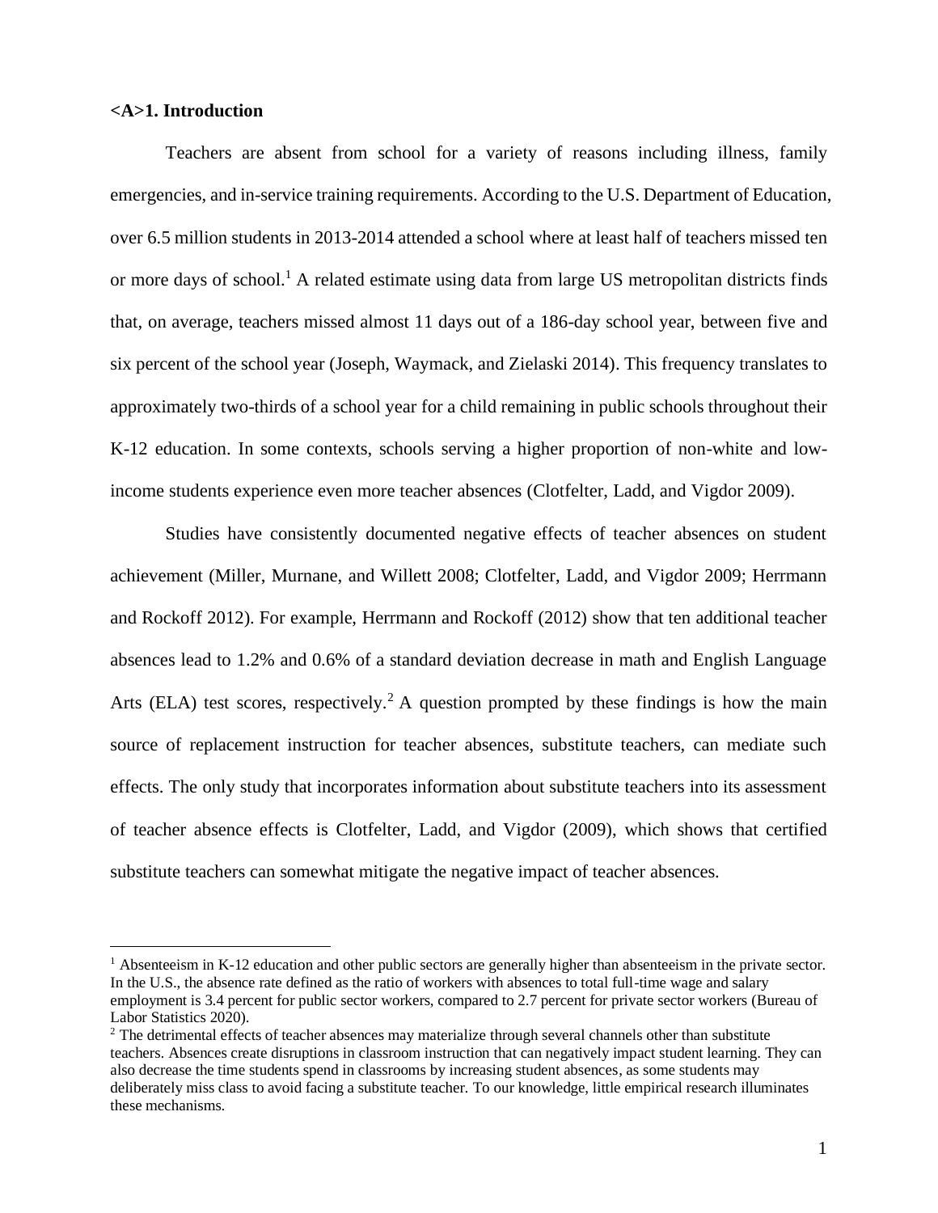## <A>1. Introduction

Teachers are absent from school for a variety of reasons including illness, family emergencies, and in-service training requirements. According to the U.S. Department of Education, over 6.5 million students in 2013-2014 attended a school where at least half of teachers missed ten or more days of school.[1] A related estimate using data from large US metropolitan districts finds that, on average, teachers missed almost 11 days out of a 186-day school year, between five and six percent of the school year (Joseph, Waymack, and Zielaski 2014). This frequency translates to approximately two-thirds of a school year for a child remaining in public schools throughout their K-12 education. In some contexts, schools serving a higher proportion of non-white and low-income students experience even more teacher absences (Clotfelter, Ladd, and Vigdor 2009).

Studies have consistently documented negative effects of teacher absences on student achievement (Miller, Murnane, and Willett 2008; Clotfelter, Ladd, and Vigdor 2009; Herrmann and Rockoff 2012). For example, Herrmann and Rockoff (2012) show that ten additional teacher absences lead to 1.2% and 0.6% of a standard deviation decrease in math and English Language Arts (ELA) test scores, respectively.[2] A question prompted by these findings is how the main source of replacement instruction for teacher absences, substitute teachers, can mediate such effects. The only study that incorporates information about substitute teachers into its assessment of teacher absence effects is Clotfelter, Ladd, and Vigdor (2009), which shows that certified substitute teachers can somewhat mitigate the negative impact of teacher absences.

[1] Absenteeism in K-12 education and other public sectors are generally higher than absenteeism in the private sector. In the U.S., the absence rate defined as the ratio of workers with absences to total full-time wage and salary employment is 3.4 percent for public sector workers, compared to 2.7 percent for private sector workers (Bureau of Labor Statistics 2020).

[2] The detrimental effects of teacher absences may materialize through several channels other than substitute teachers. Absences create disruptions in classroom instruction that can negatively impact student learning. They can also decrease the time students spend in classrooms by increasing student absences, as some students may deliberately miss class to avoid facing a substitute teacher. To our knowledge, little empirical research illuminates these mechanisms.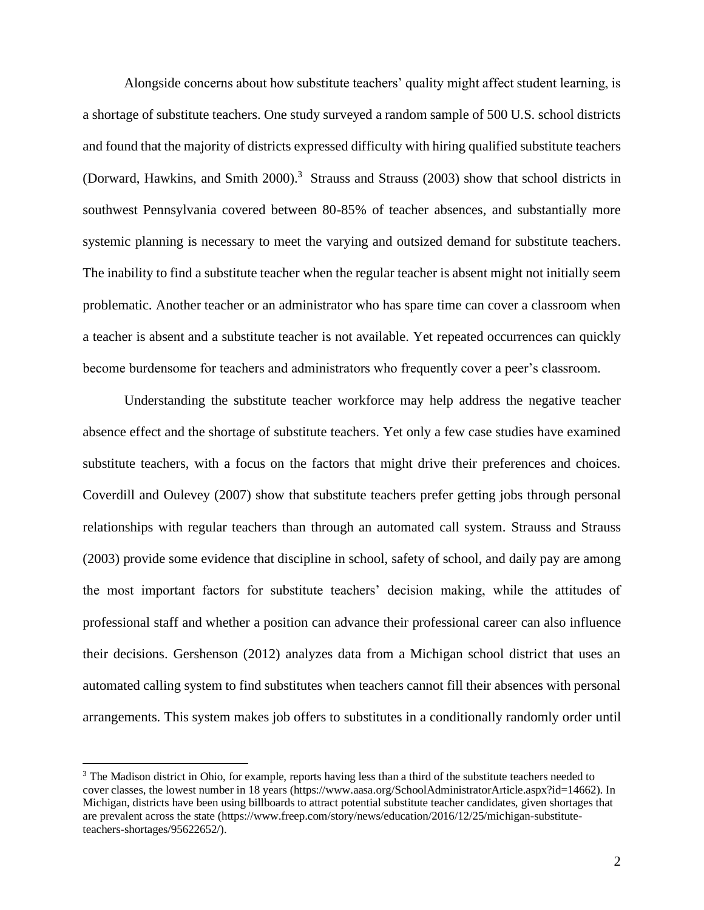Alongside concerns about how substitute teachers' quality might affect student learning, is a shortage of substitute teachers. One study surveyed a random sample of 500 U.S. school districts and found that the majority of districts expressed difficulty with hiring qualified substitute teachers (Dorward, Hawkins, and Smith 2000).[3] Strauss and Strauss (2003) show that school districts in southwest Pennsylvania covered between 80-85% of teacher absences, and substantially more systemic planning is necessary to meet the varying and outsized demand for substitute teachers. The inability to find a substitute teacher when the regular teacher is absent might not initially seem problematic. Another teacher or an administrator who has spare time can cover a classroom when a teacher is absent and a substitute teacher is not available. Yet repeated occurrences can quickly become burdensome for teachers and administrators who frequently cover a peer's classroom.

Understanding the substitute teacher workforce may help address the negative teacher absence effect and the shortage of substitute teachers. Yet only a few case studies have examined substitute teachers, with a focus on the factors that might drive their preferences and choices. Coverdill and Oulevey (2007) show that substitute teachers prefer getting jobs through personal relationships with regular teachers than through an automated call system. Strauss and Strauss (2003) provide some evidence that discipline in school, safety of school, and daily pay are among the most important factors for substitute teachers' decision making, while the attitudes of professional staff and whether a position can advance their professional career can also influence their decisions. Gershenson (2012) analyzes data from a Michigan school district that uses an automated calling system to find substitutes when teachers cannot fill their absences with personal arrangements. This system makes job offers to substitutes in a conditionally randomly order until

[3] The Madison district in Ohio, for example, reports having less than a third of the substitute teachers needed to cover classes, the lowest number in 18 years (https://www.aasa.org/SchoolAdministratorArticle.aspx?id=14662). In Michigan, districts have been using billboards to attract potential substitute teacher candidates, given shortages that are prevalent across the state (https://www.freep.com/story/news/education/2016/12/25/michigan-substitute-teachers-shortages/95622652/).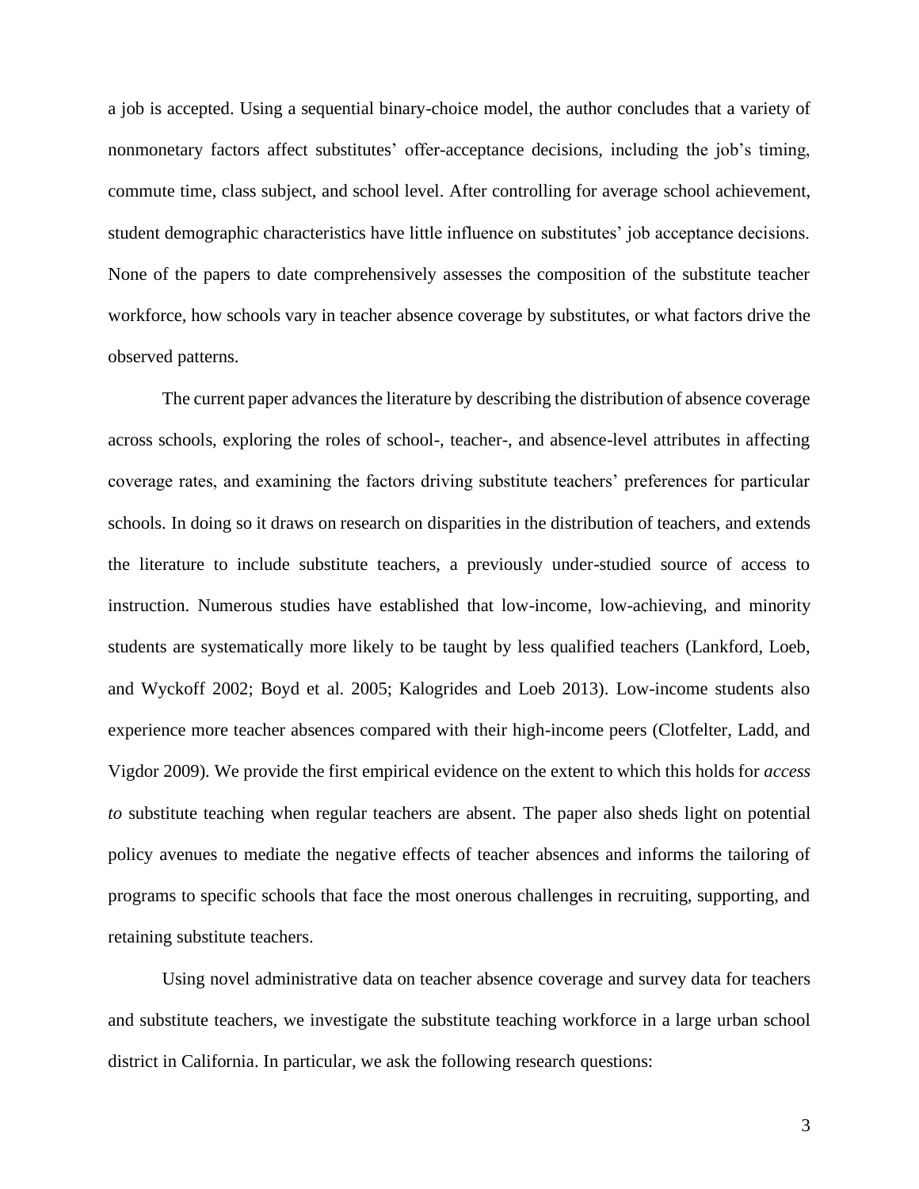a job is accepted. Using a sequential binary-choice model, the author concludes that a variety of nonmonetary factors affect substitutes' offer-acceptance decisions, including the job's timing, commute time, class subject, and school level. After controlling for average school achievement, student demographic characteristics have little influence on substitutes' job acceptance decisions. None of the papers to date comprehensively assesses the composition of the substitute teacher workforce, how schools vary in teacher absence coverage by substitutes, or what factors drive the observed patterns.

The current paper advances the literature by describing the distribution of absence coverage across schools, exploring the roles of school-, teacher-, and absence-level attributes in affecting coverage rates, and examining the factors driving substitute teachers' preferences for particular schools. In doing so it draws on research on disparities in the distribution of teachers, and extends the literature to include substitute teachers, a previously under-studied source of access to instruction. Numerous studies have established that low-income, low-achieving, and minority students are systematically more likely to be taught by less qualified teachers (Lankford, Loeb, and Wyckoff 2002; Boyd et al. 2005; Kalogrides and Loeb 2013). Low-income students also experience more teacher absences compared with their high-income peers (Clotfelter, Ladd, and Vigdor 2009). We provide the first empirical evidence on the extent to which this holds for *access to* substitute teaching when regular teachers are absent. The paper also sheds light on potential policy avenues to mediate the negative effects of teacher absences and informs the tailoring of programs to specific schools that face the most onerous challenges in recruiting, supporting, and retaining substitute teachers.

Using novel administrative data on teacher absence coverage and survey data for teachers and substitute teachers, we investigate the substitute teaching workforce in a large urban school district in California. In particular, we ask the following research questions: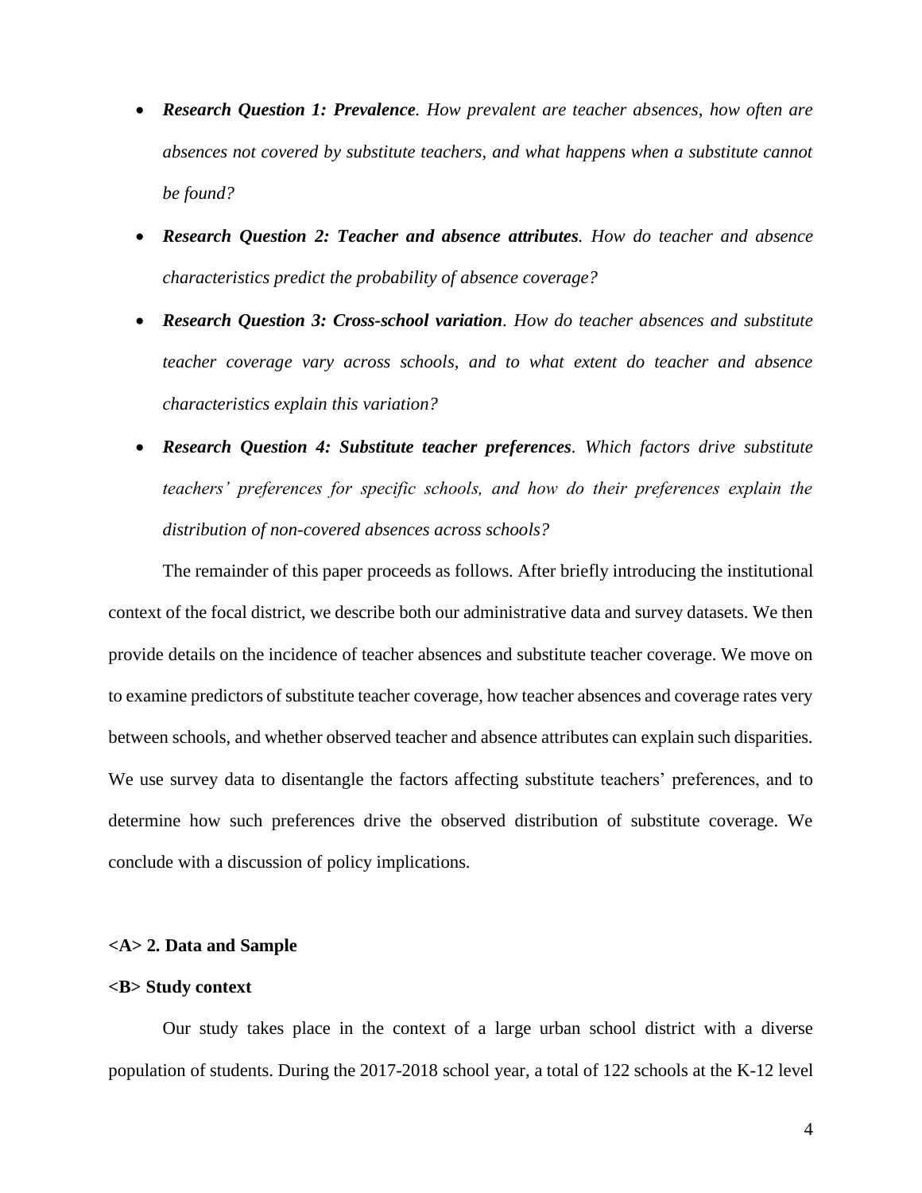- ***Research Question 1: Prevalence****. How prevalent are teacher absences, how often are absences not covered by substitute teachers, and what happens when a substitute cannot be found?*
- ***Research Question 2: Teacher and absence attributes****. How do teacher and absence characteristics predict the probability of absence coverage?*
- ***Research Question 3: Cross-school variation****. How do teacher absences and substitute teacher coverage vary across schools, and to what extent do teacher and absence characteristics explain this variation?*
- ***Research Question 4: Substitute teacher preferences****. Which factors drive substitute teachers' preferences for specific schools, and how do their preferences explain the distribution of non-covered absences across schools?*

The remainder of this paper proceeds as follows. After briefly introducing the institutional context of the focal district, we describe both our administrative data and survey datasets. We then provide details on the incidence of teacher absences and substitute teacher coverage. We move on to examine predictors of substitute teacher coverage, how teacher absences and coverage rates very between schools, and whether observed teacher and absence attributes can explain such disparities. We use survey data to disentangle the factors affecting substitute teachers' preferences, and to determine how such preferences drive the observed distribution of substitute coverage. We conclude with a discussion of policy implications.

## <A> 2. Data and Sample

### <B> Study context

Our study takes place in the context of a large urban school district with a diverse population of students. During the 2017-2018 school year, a total of 122 schools at the K-12 level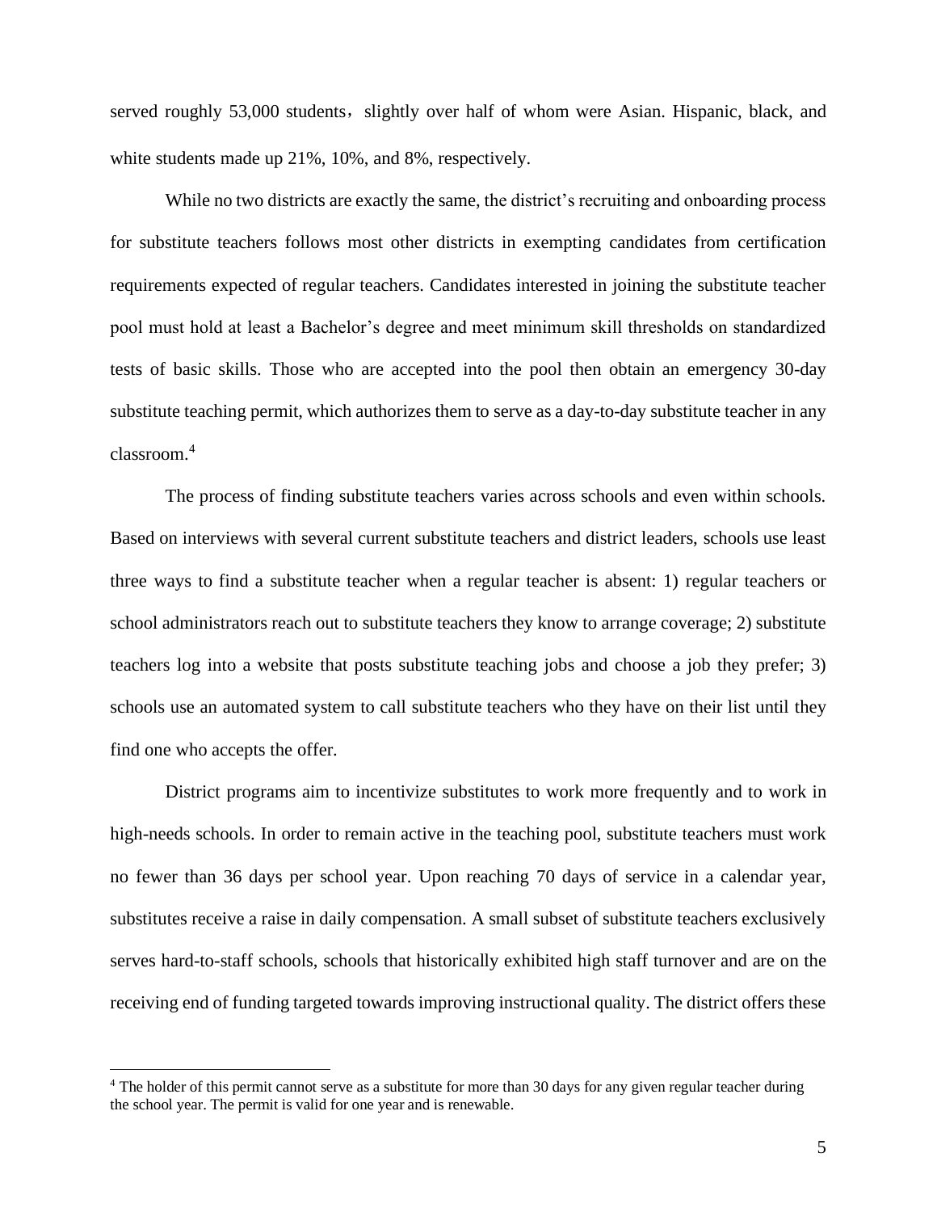served roughly 53,000 students，slightly over half of whom were Asian. Hispanic, black, and white students made up 21%, 10%, and 8%, respectively.

While no two districts are exactly the same, the district's recruiting and onboarding process for substitute teachers follows most other districts in exempting candidates from certification requirements expected of regular teachers. Candidates interested in joining the substitute teacher pool must hold at least a Bachelor's degree and meet minimum skill thresholds on standardized tests of basic skills. Those who are accepted into the pool then obtain an emergency 30-day substitute teaching permit, which authorizes them to serve as a day-to-day substitute teacher in any classroom.[4]

The process of finding substitute teachers varies across schools and even within schools. Based on interviews with several current substitute teachers and district leaders, schools use least three ways to find a substitute teacher when a regular teacher is absent: 1) regular teachers or school administrators reach out to substitute teachers they know to arrange coverage; 2) substitute teachers log into a website that posts substitute teaching jobs and choose a job they prefer; 3) schools use an automated system to call substitute teachers who they have on their list until they find one who accepts the offer.

District programs aim to incentivize substitutes to work more frequently and to work in high-needs schools. In order to remain active in the teaching pool, substitute teachers must work no fewer than 36 days per school year. Upon reaching 70 days of service in a calendar year, substitutes receive a raise in daily compensation. A small subset of substitute teachers exclusively serves hard-to-staff schools, schools that historically exhibited high staff turnover and are on the receiving end of funding targeted towards improving instructional quality. The district offers these

[4] The holder of this permit cannot serve as a substitute for more than 30 days for any given regular teacher during the school year. The permit is valid for one year and is renewable.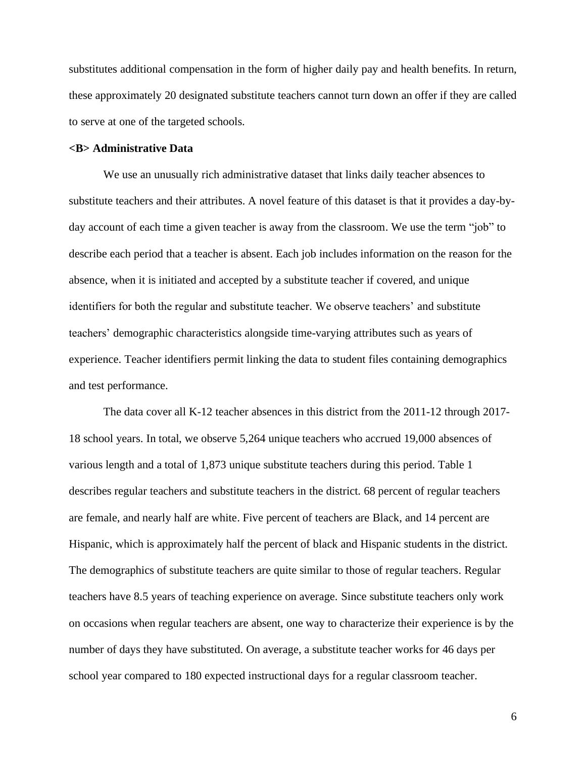substitutes additional compensation in the form of higher daily pay and health benefits. In return, these approximately 20 designated substitute teachers cannot turn down an offer if they are called to serve at one of the targeted schools.

### <B> Administrative Data

We use an unusually rich administrative dataset that links daily teacher absences to substitute teachers and their attributes. A novel feature of this dataset is that it provides a day-by-day account of each time a given teacher is away from the classroom. We use the term "job" to describe each period that a teacher is absent. Each job includes information on the reason for the absence, when it is initiated and accepted by a substitute teacher if covered, and unique identifiers for both the regular and substitute teacher. We observe teachers' and substitute teachers' demographic characteristics alongside time-varying attributes such as years of experience. Teacher identifiers permit linking the data to student files containing demographics and test performance.

The data cover all K-12 teacher absences in this district from the 2011-12 through 2017-18 school years. In total, we observe 5,264 unique teachers who accrued 19,000 absences of various length and a total of 1,873 unique substitute teachers during this period. Table 1 describes regular teachers and substitute teachers in the district. 68 percent of regular teachers are female, and nearly half are white. Five percent of teachers are Black, and 14 percent are Hispanic, which is approximately half the percent of black and Hispanic students in the district. The demographics of substitute teachers are quite similar to those of regular teachers. Regular teachers have 8.5 years of teaching experience on average. Since substitute teachers only work on occasions when regular teachers are absent, one way to characterize their experience is by the number of days they have substituted. On average, a substitute teacher works for 46 days per school year compared to 180 expected instructional days for a regular classroom teacher.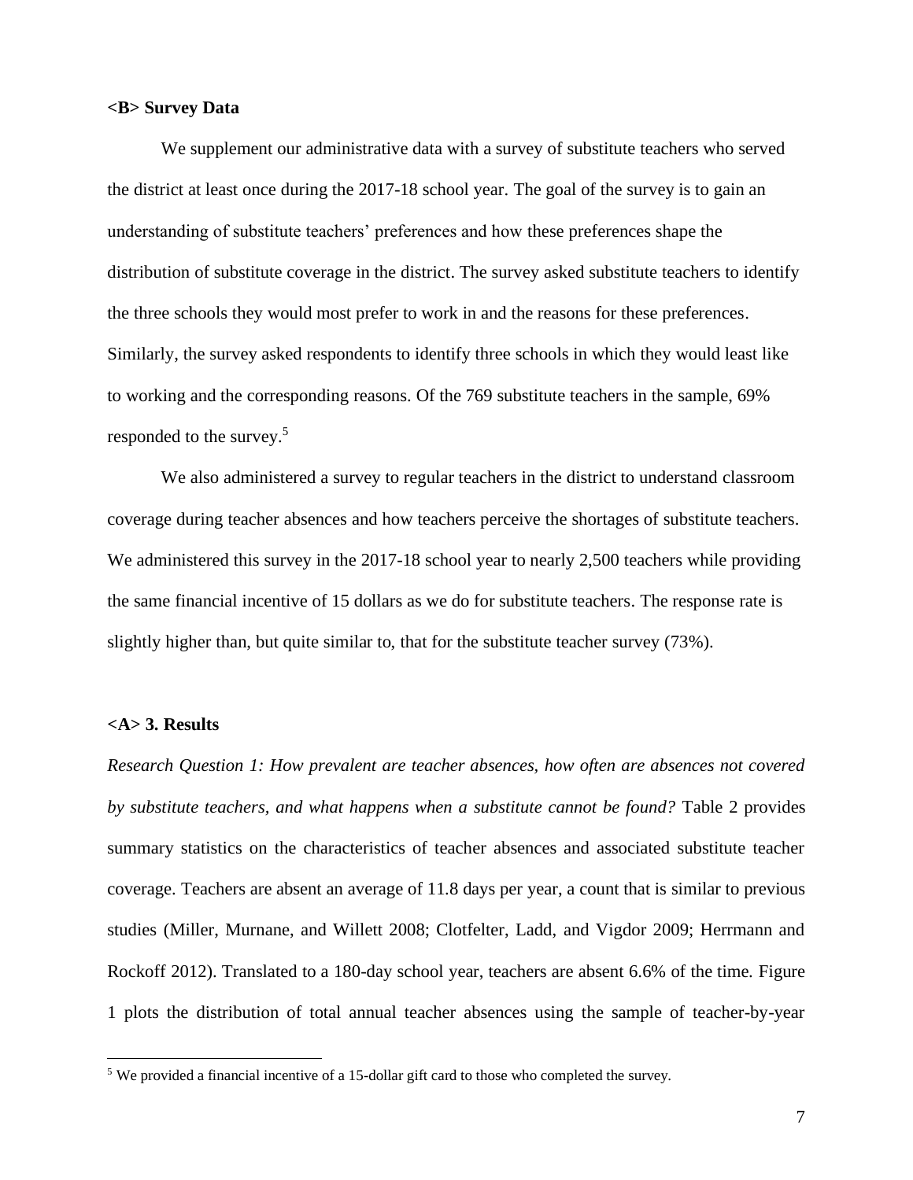### <B> Survey Data

We supplement our administrative data with a survey of substitute teachers who served the district at least once during the 2017-18 school year. The goal of the survey is to gain an understanding of substitute teachers' preferences and how these preferences shape the distribution of substitute coverage in the district. The survey asked substitute teachers to identify the three schools they would most prefer to work in and the reasons for these preferences. Similarly, the survey asked respondents to identify three schools in which they would least like to working and the corresponding reasons. Of the 769 substitute teachers in the sample, 69% responded to the survey.[5]

We also administered a survey to regular teachers in the district to understand classroom coverage during teacher absences and how teachers perceive the shortages of substitute teachers. We administered this survey in the 2017-18 school year to nearly 2,500 teachers while providing the same financial incentive of 15 dollars as we do for substitute teachers. The response rate is slightly higher than, but quite similar to, that for the substitute teacher survey (73%).

## <A> 3. Results

*Research Question 1: How prevalent are teacher absences, how often are absences not covered by substitute teachers, and what happens when a substitute cannot be found?* Table 2 provides summary statistics on the characteristics of teacher absences and associated substitute teacher coverage. Teachers are absent an average of 11.8 days per year, a count that is similar to previous studies (Miller, Murnane, and Willett 2008; Clotfelter, Ladd, and Vigdor 2009; Herrmann and Rockoff 2012). Translated to a 180-day school year, teachers are absent 6.6% of the time. Figure 1 plots the distribution of total annual teacher absences using the sample of teacher-by-year

[5] We provided a financial incentive of a 15-dollar gift card to those who completed the survey.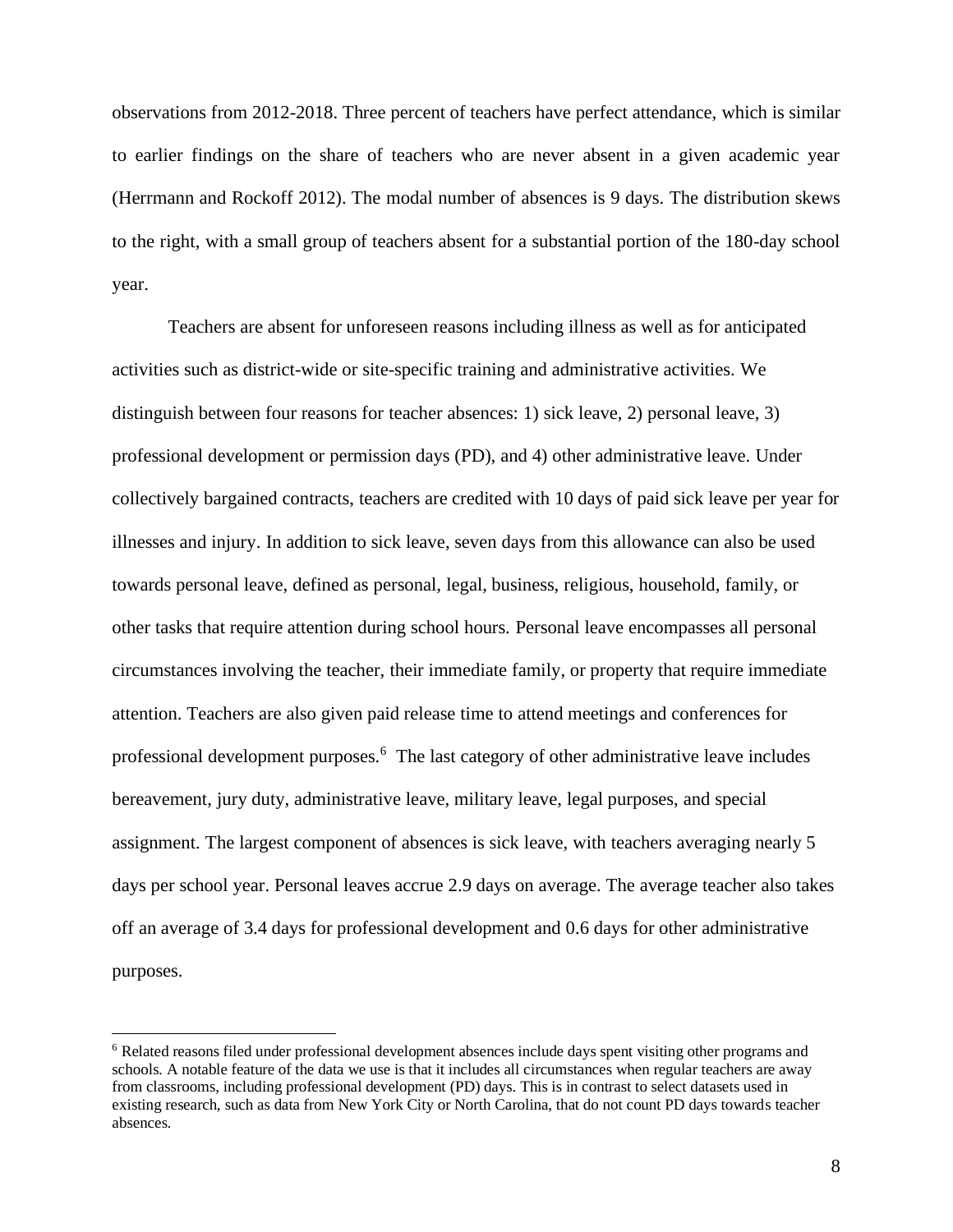observations from 2012-2018. Three percent of teachers have perfect attendance, which is similar to earlier findings on the share of teachers who are never absent in a given academic year (Herrmann and Rockoff 2012). The modal number of absences is 9 days. The distribution skews to the right, with a small group of teachers absent for a substantial portion of the 180-day school year.

Teachers are absent for unforeseen reasons including illness as well as for anticipated activities such as district-wide or site-specific training and administrative activities. We distinguish between four reasons for teacher absences: 1) sick leave, 2) personal leave, 3) professional development or permission days (PD), and 4) other administrative leave. Under collectively bargained contracts, teachers are credited with 10 days of paid sick leave per year for illnesses and injury. In addition to sick leave, seven days from this allowance can also be used towards personal leave, defined as personal, legal, business, religious, household, family, or other tasks that require attention during school hours. Personal leave encompasses all personal circumstances involving the teacher, their immediate family, or property that require immediate attention. Teachers are also given paid release time to attend meetings and conferences for professional development purposes.[6] The last category of other administrative leave includes bereavement, jury duty, administrative leave, military leave, legal purposes, and special assignment. The largest component of absences is sick leave, with teachers averaging nearly 5 days per school year. Personal leaves accrue 2.9 days on average. The average teacher also takes off an average of 3.4 days for professional development and 0.6 days for other administrative purposes.

[6] Related reasons filed under professional development absences include days spent visiting other programs and schools. A notable feature of the data we use is that it includes all circumstances when regular teachers are away from classrooms, including professional development (PD) days. This is in contrast to select datasets used in existing research, such as data from New York City or North Carolina, that do not count PD days towards teacher absences.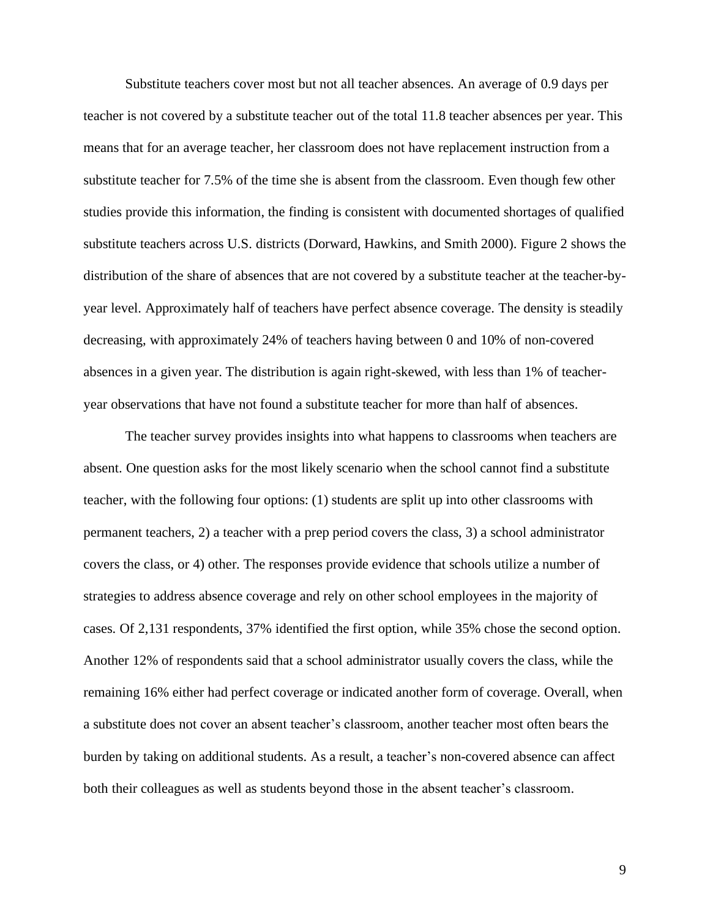Substitute teachers cover most but not all teacher absences. An average of 0.9 days per teacher is not covered by a substitute teacher out of the total 11.8 teacher absences per year. This means that for an average teacher, her classroom does not have replacement instruction from a substitute teacher for 7.5% of the time she is absent from the classroom. Even though few other studies provide this information, the finding is consistent with documented shortages of qualified substitute teachers across U.S. districts (Dorward, Hawkins, and Smith 2000). Figure 2 shows the distribution of the share of absences that are not covered by a substitute teacher at the teacher-by-year level. Approximately half of teachers have perfect absence coverage. The density is steadily decreasing, with approximately 24% of teachers having between 0 and 10% of non-covered absences in a given year. The distribution is again right-skewed, with less than 1% of teacher-year observations that have not found a substitute teacher for more than half of absences.

The teacher survey provides insights into what happens to classrooms when teachers are absent. One question asks for the most likely scenario when the school cannot find a substitute teacher, with the following four options: (1) students are split up into other classrooms with permanent teachers, 2) a teacher with a prep period covers the class, 3) a school administrator covers the class, or 4) other. The responses provide evidence that schools utilize a number of strategies to address absence coverage and rely on other school employees in the majority of cases. Of 2,131 respondents, 37% identified the first option, while 35% chose the second option. Another 12% of respondents said that a school administrator usually covers the class, while the remaining 16% either had perfect coverage or indicated another form of coverage. Overall, when a substitute does not cover an absent teacher's classroom, another teacher most often bears the burden by taking on additional students. As a result, a teacher's non-covered absence can affect both their colleagues as well as students beyond those in the absent teacher's classroom.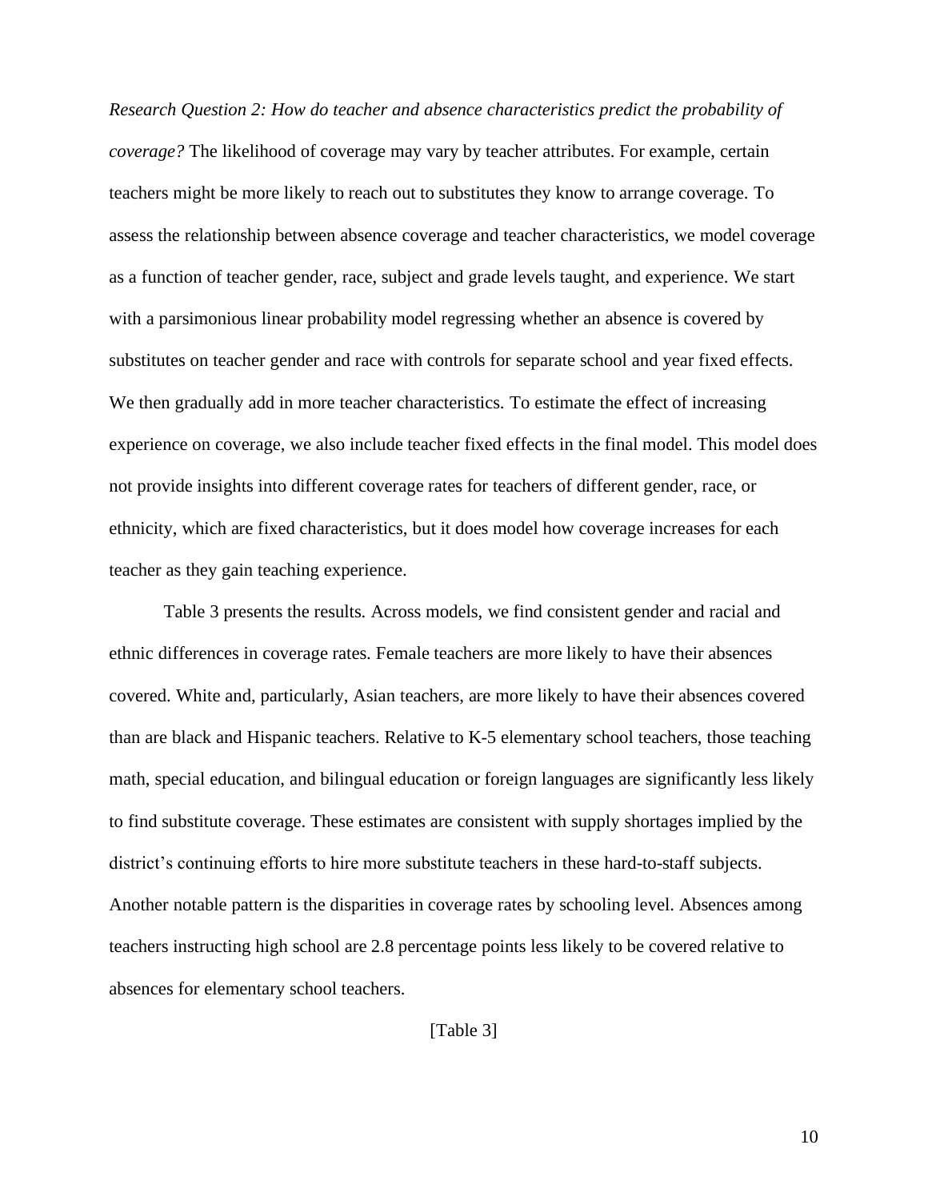*Research Question 2: How do teacher and absence characteristics predict the probability of coverage?* The likelihood of coverage may vary by teacher attributes. For example, certain teachers might be more likely to reach out to substitutes they know to arrange coverage. To assess the relationship between absence coverage and teacher characteristics, we model coverage as a function of teacher gender, race, subject and grade levels taught, and experience. We start with a parsimonious linear probability model regressing whether an absence is covered by substitutes on teacher gender and race with controls for separate school and year fixed effects. We then gradually add in more teacher characteristics. To estimate the effect of increasing experience on coverage, we also include teacher fixed effects in the final model. This model does not provide insights into different coverage rates for teachers of different gender, race, or ethnicity, which are fixed characteristics, but it does model how coverage increases for each teacher as they gain teaching experience.

Table 3 presents the results. Across models, we find consistent gender and racial and ethnic differences in coverage rates. Female teachers are more likely to have their absences covered. White and, particularly, Asian teachers, are more likely to have their absences covered than are black and Hispanic teachers. Relative to K-5 elementary school teachers, those teaching math, special education, and bilingual education or foreign languages are significantly less likely to find substitute coverage. These estimates are consistent with supply shortages implied by the district's continuing efforts to hire more substitute teachers in these hard-to-staff subjects. Another notable pattern is the disparities in coverage rates by schooling level. Absences among teachers instructing high school are 2.8 percentage points less likely to be covered relative to absences for elementary school teachers.

[Table 3]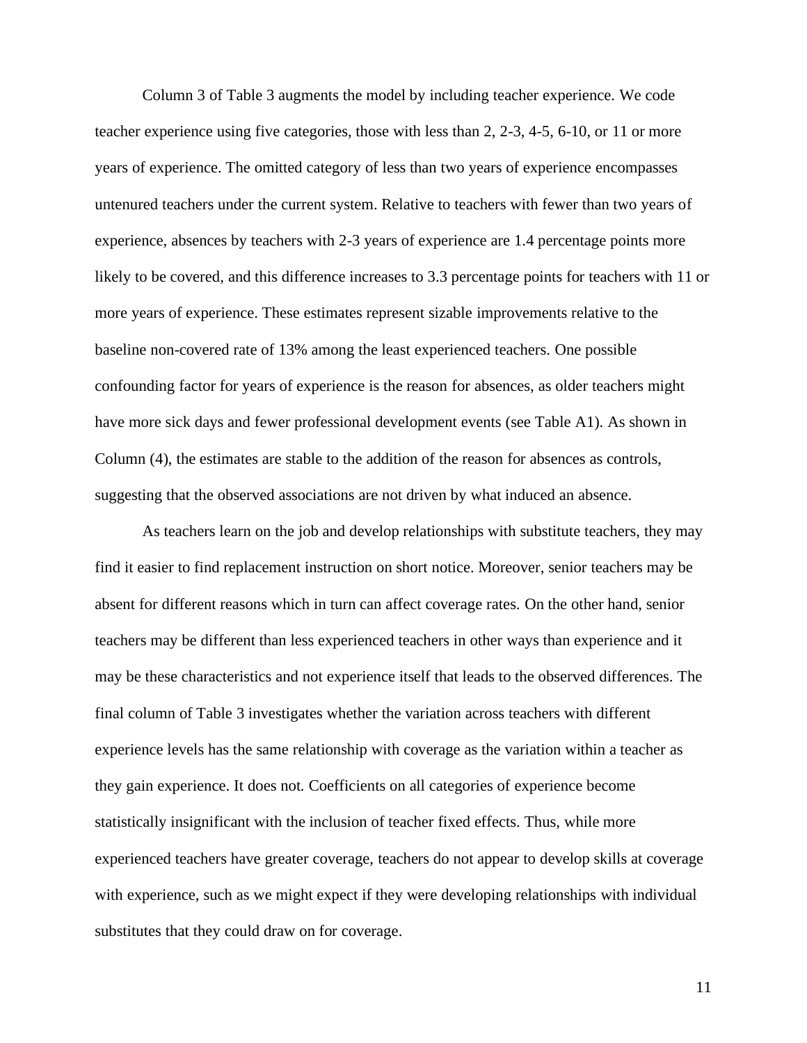Column 3 of Table 3 augments the model by including teacher experience. We code teacher experience using five categories, those with less than 2, 2-3, 4-5, 6-10, or 11 or more years of experience. The omitted category of less than two years of experience encompasses untenured teachers under the current system. Relative to teachers with fewer than two years of experience, absences by teachers with 2-3 years of experience are 1.4 percentage points more likely to be covered, and this difference increases to 3.3 percentage points for teachers with 11 or more years of experience. These estimates represent sizable improvements relative to the baseline non-covered rate of 13% among the least experienced teachers. One possible confounding factor for years of experience is the reason for absences, as older teachers might have more sick days and fewer professional development events (see Table A1). As shown in Column (4), the estimates are stable to the addition of the reason for absences as controls, suggesting that the observed associations are not driven by what induced an absence.

As teachers learn on the job and develop relationships with substitute teachers, they may find it easier to find replacement instruction on short notice. Moreover, senior teachers may be absent for different reasons which in turn can affect coverage rates. On the other hand, senior teachers may be different than less experienced teachers in other ways than experience and it may be these characteristics and not experience itself that leads to the observed differences. The final column of Table 3 investigates whether the variation across teachers with different experience levels has the same relationship with coverage as the variation within a teacher as they gain experience. It does not. Coefficients on all categories of experience become statistically insignificant with the inclusion of teacher fixed effects. Thus, while more experienced teachers have greater coverage, teachers do not appear to develop skills at coverage with experience, such as we might expect if they were developing relationships with individual substitutes that they could draw on for coverage.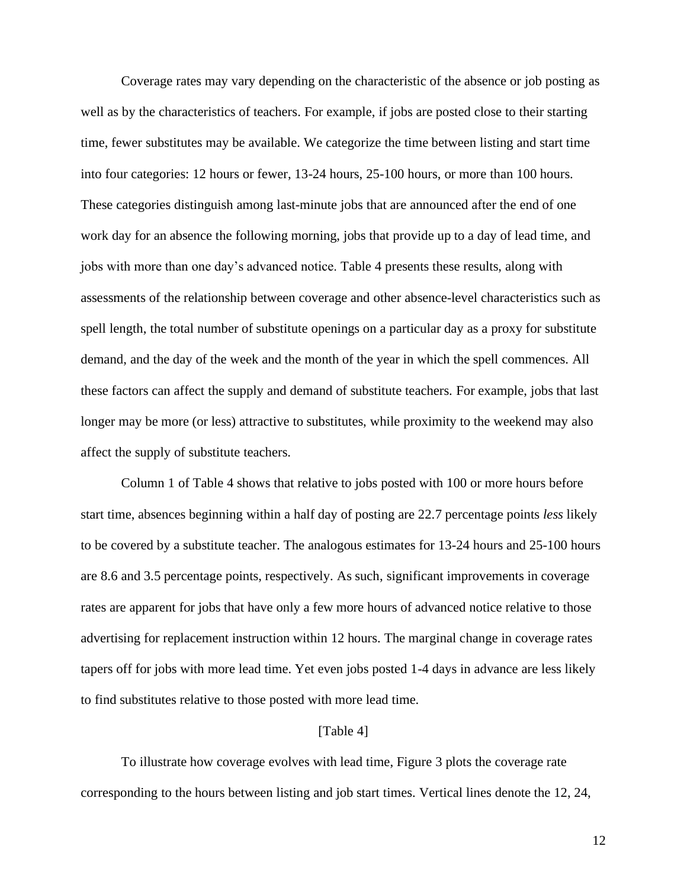Coverage rates may vary depending on the characteristic of the absence or job posting as well as by the characteristics of teachers. For example, if jobs are posted close to their starting time, fewer substitutes may be available. We categorize the time between listing and start time into four categories: 12 hours or fewer, 13-24 hours, 25-100 hours, or more than 100 hours. These categories distinguish among last-minute jobs that are announced after the end of one work day for an absence the following morning, jobs that provide up to a day of lead time, and jobs with more than one day's advanced notice. Table 4 presents these results, along with assessments of the relationship between coverage and other absence-level characteristics such as spell length, the total number of substitute openings on a particular day as a proxy for substitute demand, and the day of the week and the month of the year in which the spell commences. All these factors can affect the supply and demand of substitute teachers. For example, jobs that last longer may be more (or less) attractive to substitutes, while proximity to the weekend may also affect the supply of substitute teachers.

Column 1 of Table 4 shows that relative to jobs posted with 100 or more hours before start time, absences beginning within a half day of posting are 22.7 percentage points *less* likely to be covered by a substitute teacher. The analogous estimates for 13-24 hours and 25-100 hours are 8.6 and 3.5 percentage points, respectively. As such, significant improvements in coverage rates are apparent for jobs that have only a few more hours of advanced notice relative to those advertising for replacement instruction within 12 hours. The marginal change in coverage rates tapers off for jobs with more lead time. Yet even jobs posted 1-4 days in advance are less likely to find substitutes relative to those posted with more lead time.

[Table 4]

To illustrate how coverage evolves with lead time, Figure 3 plots the coverage rate corresponding to the hours between listing and job start times. Vertical lines denote the 12, 24,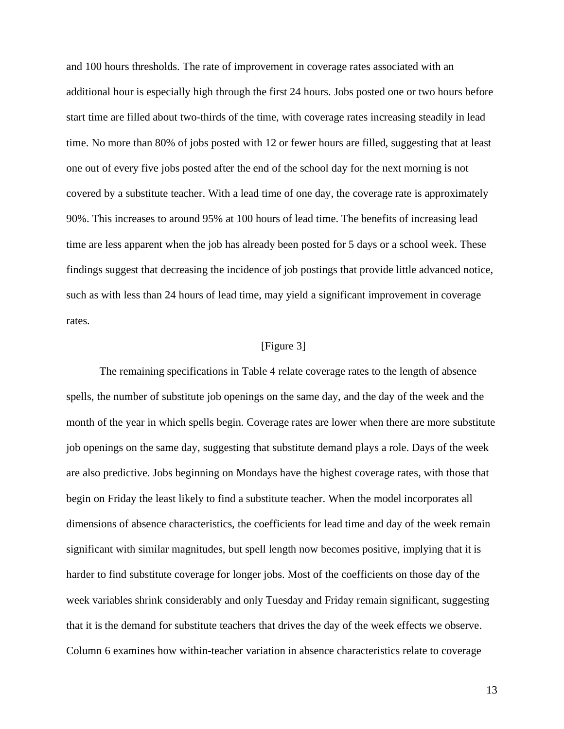and 100 hours thresholds. The rate of improvement in coverage rates associated with an additional hour is especially high through the first 24 hours. Jobs posted one or two hours before start time are filled about two-thirds of the time, with coverage rates increasing steadily in lead time. No more than 80% of jobs posted with 12 or fewer hours are filled, suggesting that at least one out of every five jobs posted after the end of the school day for the next morning is not covered by a substitute teacher. With a lead time of one day, the coverage rate is approximately 90%. This increases to around 95% at 100 hours of lead time. The benefits of increasing lead time are less apparent when the job has already been posted for 5 days or a school week. These findings suggest that decreasing the incidence of job postings that provide little advanced notice, such as with less than 24 hours of lead time, may yield a significant improvement in coverage rates.

[Figure 3]

The remaining specifications in Table 4 relate coverage rates to the length of absence spells, the number of substitute job openings on the same day, and the day of the week and the month of the year in which spells begin. Coverage rates are lower when there are more substitute job openings on the same day, suggesting that substitute demand plays a role. Days of the week are also predictive. Jobs beginning on Mondays have the highest coverage rates, with those that begin on Friday the least likely to find a substitute teacher. When the model incorporates all dimensions of absence characteristics, the coefficients for lead time and day of the week remain significant with similar magnitudes, but spell length now becomes positive, implying that it is harder to find substitute coverage for longer jobs. Most of the coefficients on those day of the week variables shrink considerably and only Tuesday and Friday remain significant, suggesting that it is the demand for substitute teachers that drives the day of the week effects we observe. Column 6 examines how within-teacher variation in absence characteristics relate to coverage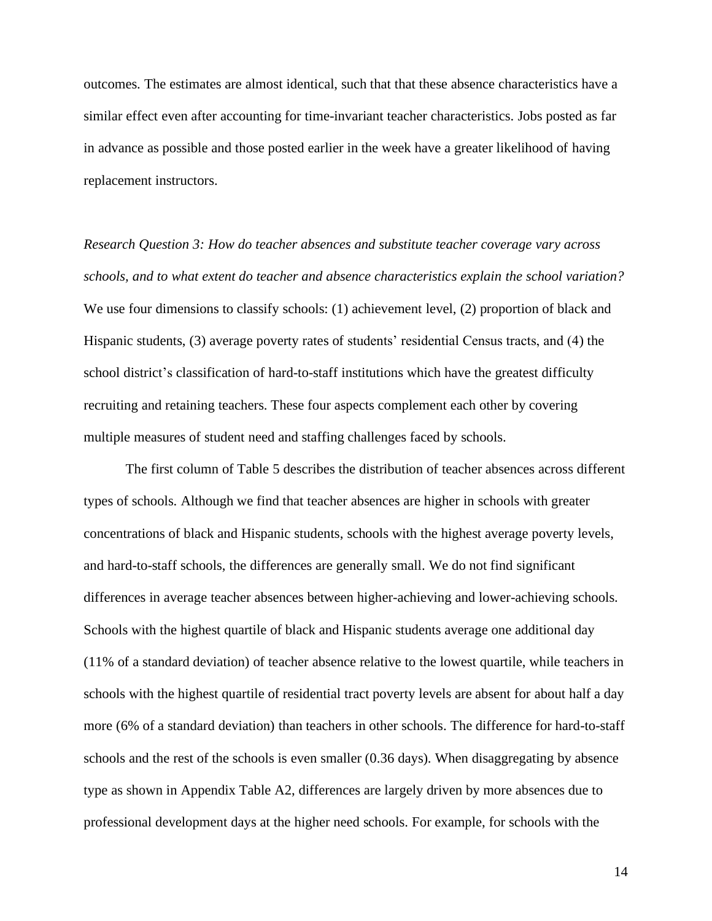outcomes. The estimates are almost identical, such that that these absence characteristics have a similar effect even after accounting for time-invariant teacher characteristics. Jobs posted as far in advance as possible and those posted earlier in the week have a greater likelihood of having replacement instructors.

*Research Question 3: How do teacher absences and substitute teacher coverage vary across schools, and to what extent do teacher and absence characteristics explain the school variation?* We use four dimensions to classify schools: (1) achievement level, (2) proportion of black and Hispanic students, (3) average poverty rates of students' residential Census tracts, and (4) the school district's classification of hard-to-staff institutions which have the greatest difficulty recruiting and retaining teachers. These four aspects complement each other by covering multiple measures of student need and staffing challenges faced by schools.

The first column of Table 5 describes the distribution of teacher absences across different types of schools. Although we find that teacher absences are higher in schools with greater concentrations of black and Hispanic students, schools with the highest average poverty levels, and hard-to-staff schools, the differences are generally small. We do not find significant differences in average teacher absences between higher-achieving and lower-achieving schools. Schools with the highest quartile of black and Hispanic students average one additional day (11% of a standard deviation) of teacher absence relative to the lowest quartile, while teachers in schools with the highest quartile of residential tract poverty levels are absent for about half a day more (6% of a standard deviation) than teachers in other schools. The difference for hard-to-staff schools and the rest of the schools is even smaller (0.36 days). When disaggregating by absence type as shown in Appendix Table A2, differences are largely driven by more absences due to professional development days at the higher need schools. For example, for schools with the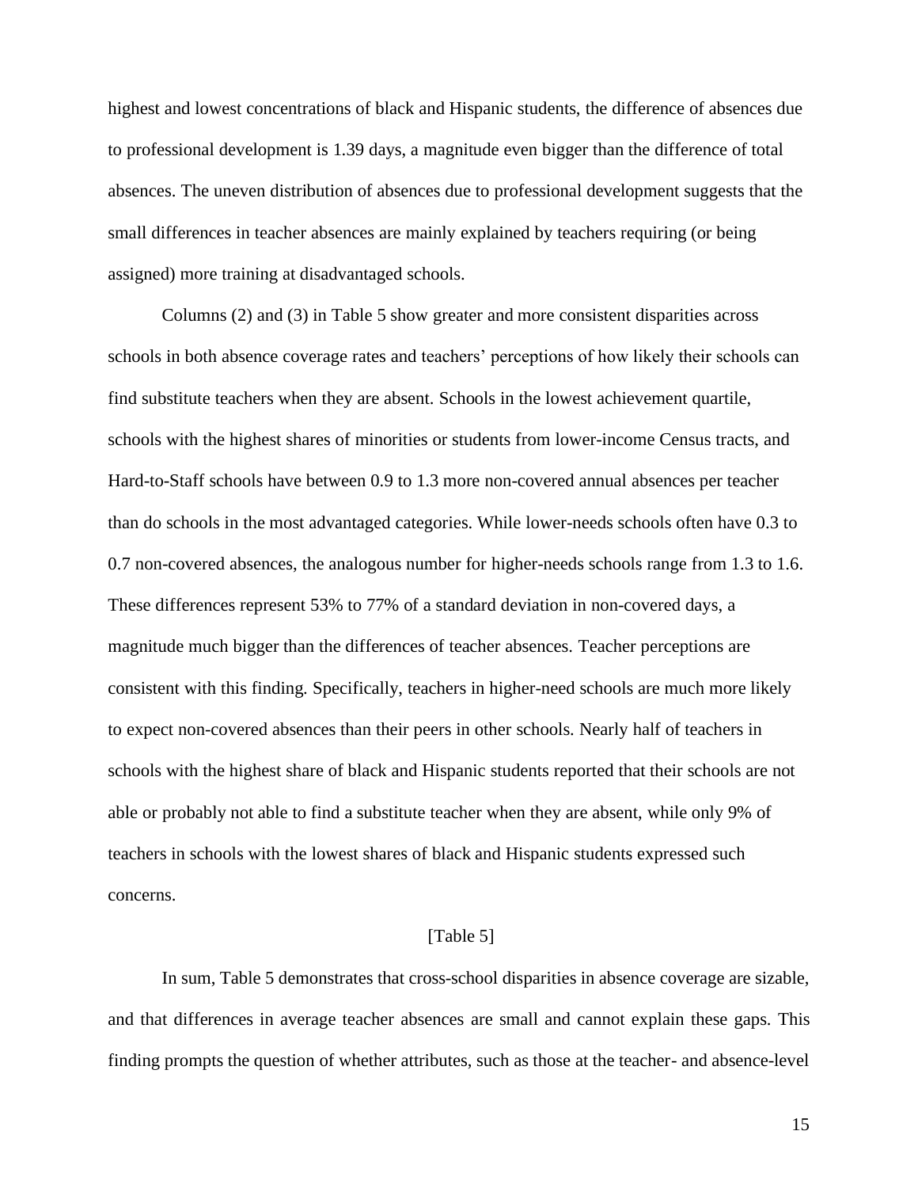highest and lowest concentrations of black and Hispanic students, the difference of absences due to professional development is 1.39 days, a magnitude even bigger than the difference of total absences. The uneven distribution of absences due to professional development suggests that the small differences in teacher absences are mainly explained by teachers requiring (or being assigned) more training at disadvantaged schools.

Columns (2) and (3) in Table 5 show greater and more consistent disparities across schools in both absence coverage rates and teachers' perceptions of how likely their schools can find substitute teachers when they are absent. Schools in the lowest achievement quartile, schools with the highest shares of minorities or students from lower-income Census tracts, and Hard-to-Staff schools have between 0.9 to 1.3 more non-covered annual absences per teacher than do schools in the most advantaged categories. While lower-needs schools often have 0.3 to 0.7 non-covered absences, the analogous number for higher-needs schools range from 1.3 to 1.6. These differences represent 53% to 77% of a standard deviation in non-covered days, a magnitude much bigger than the differences of teacher absences. Teacher perceptions are consistent with this finding. Specifically, teachers in higher-need schools are much more likely to expect non-covered absences than their peers in other schools. Nearly half of teachers in schools with the highest share of black and Hispanic students reported that their schools are not able or probably not able to find a substitute teacher when they are absent, while only 9% of teachers in schools with the lowest shares of black and Hispanic students expressed such concerns.

[Table 5]

In sum, Table 5 demonstrates that cross-school disparities in absence coverage are sizable, and that differences in average teacher absences are small and cannot explain these gaps. This finding prompts the question of whether attributes, such as those at the teacher- and absence-level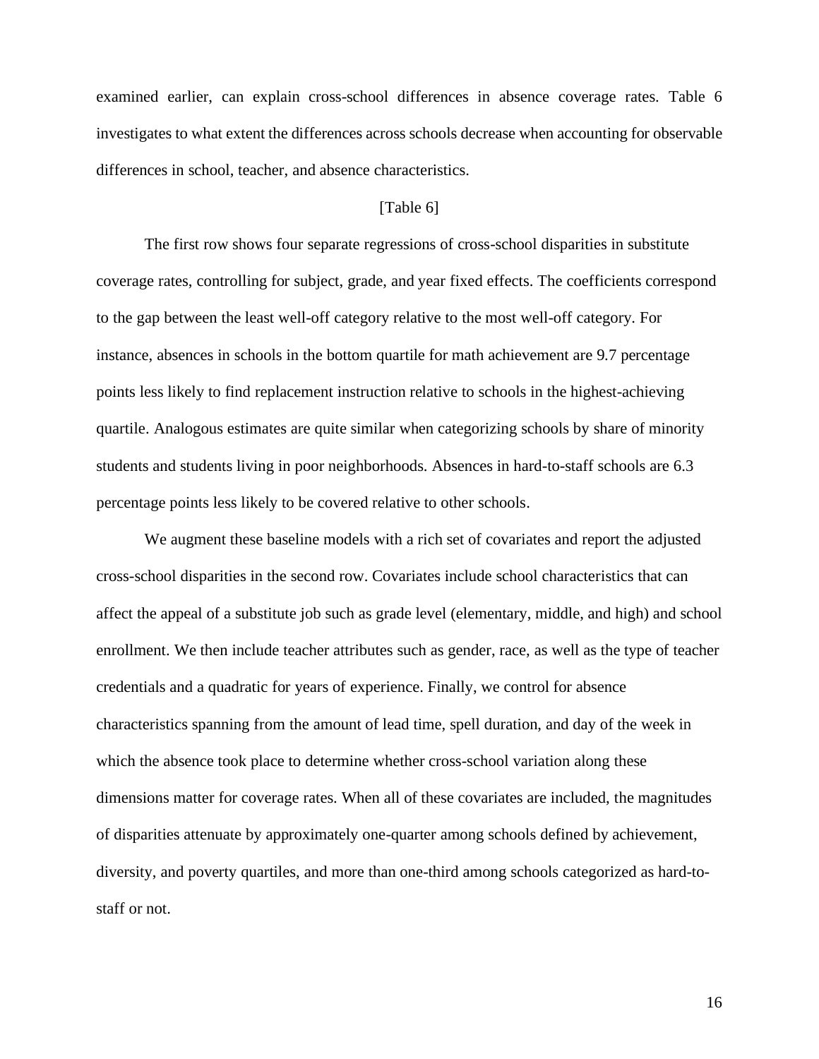examined earlier, can explain cross-school differences in absence coverage rates. Table 6 investigates to what extent the differences across schools decrease when accounting for observable differences in school, teacher, and absence characteristics.

[Table 6]

The first row shows four separate regressions of cross-school disparities in substitute coverage rates, controlling for subject, grade, and year fixed effects. The coefficients correspond to the gap between the least well-off category relative to the most well-off category. For instance, absences in schools in the bottom quartile for math achievement are 9.7 percentage points less likely to find replacement instruction relative to schools in the highest-achieving quartile. Analogous estimates are quite similar when categorizing schools by share of minority students and students living in poor neighborhoods. Absences in hard-to-staff schools are 6.3 percentage points less likely to be covered relative to other schools.

We augment these baseline models with a rich set of covariates and report the adjusted cross-school disparities in the second row. Covariates include school characteristics that can affect the appeal of a substitute job such as grade level (elementary, middle, and high) and school enrollment. We then include teacher attributes such as gender, race, as well as the type of teacher credentials and a quadratic for years of experience. Finally, we control for absence characteristics spanning from the amount of lead time, spell duration, and day of the week in which the absence took place to determine whether cross-school variation along these dimensions matter for coverage rates. When all of these covariates are included, the magnitudes of disparities attenuate by approximately one-quarter among schools defined by achievement, diversity, and poverty quartiles, and more than one-third among schools categorized as hard-to-staff or not.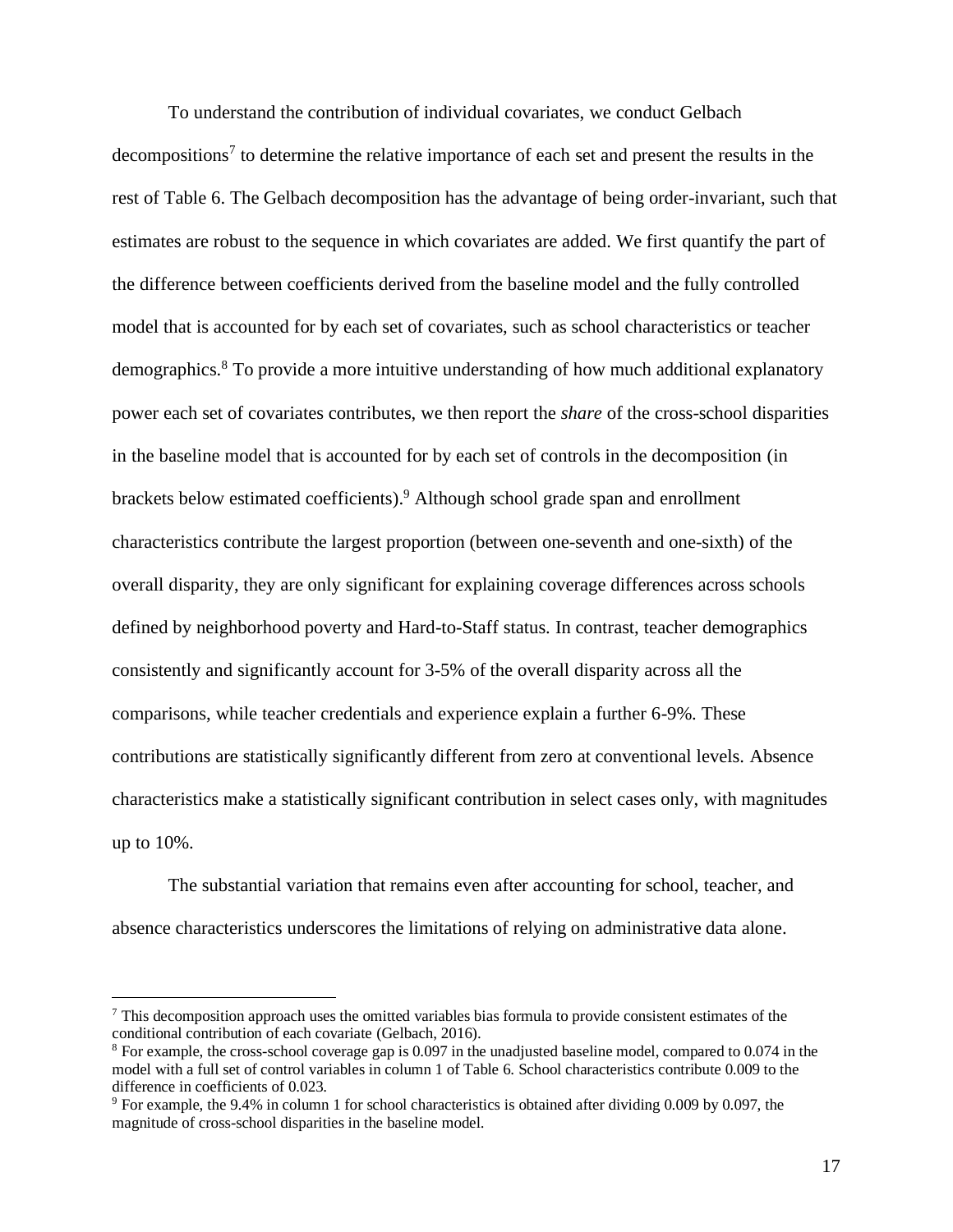To understand the contribution of individual covariates, we conduct Gelbach decompositions[7] to determine the relative importance of each set and present the results in the rest of Table 6. The Gelbach decomposition has the advantage of being order-invariant, such that estimates are robust to the sequence in which covariates are added. We first quantify the part of the difference between coefficients derived from the baseline model and the fully controlled model that is accounted for by each set of covariates, such as school characteristics or teacher demographics.[8] To provide a more intuitive understanding of how much additional explanatory power each set of covariates contributes, we then report the *share* of the cross-school disparities in the baseline model that is accounted for by each set of controls in the decomposition (in brackets below estimated coefficients).[9] Although school grade span and enrollment characteristics contribute the largest proportion (between one-seventh and one-sixth) of the overall disparity, they are only significant for explaining coverage differences across schools defined by neighborhood poverty and Hard-to-Staff status. In contrast, teacher demographics consistently and significantly account for 3-5% of the overall disparity across all the comparisons, while teacher credentials and experience explain a further 6-9%. These contributions are statistically significantly different from zero at conventional levels. Absence characteristics make a statistically significant contribution in select cases only, with magnitudes up to 10%.

The substantial variation that remains even after accounting for school, teacher, and absence characteristics underscores the limitations of relying on administrative data alone.

[7] This decomposition approach uses the omitted variables bias formula to provide consistent estimates of the conditional contribution of each covariate (Gelbach, 2016).

[8] For example, the cross-school coverage gap is 0.097 in the unadjusted baseline model, compared to 0.074 in the model with a full set of control variables in column 1 of Table 6. School characteristics contribute 0.009 to the difference in coefficients of 0.023.

[9] For example, the 9.4% in column 1 for school characteristics is obtained after dividing 0.009 by 0.097, the magnitude of cross-school disparities in the baseline model.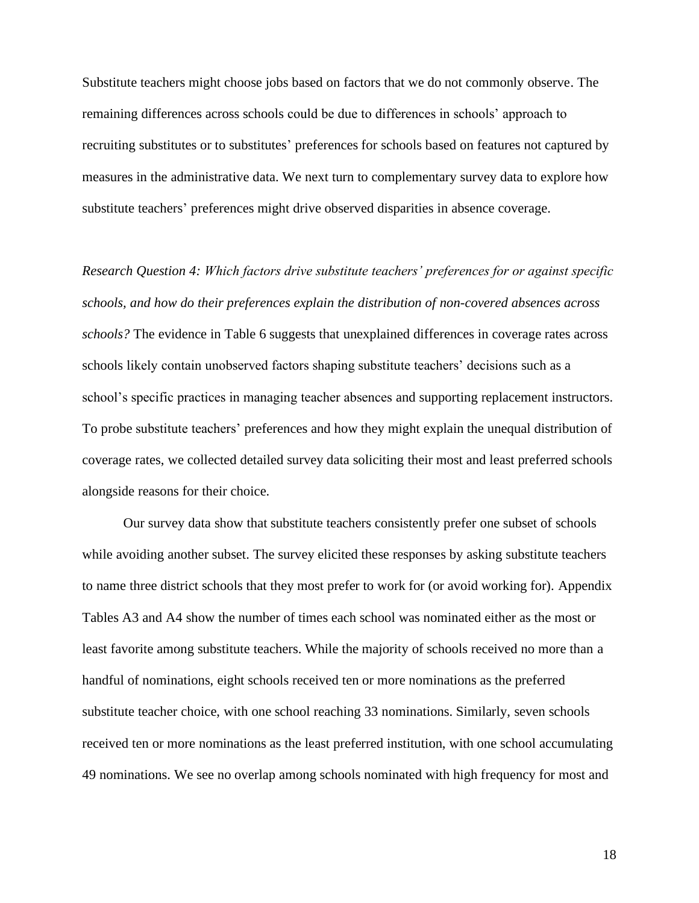Substitute teachers might choose jobs based on factors that we do not commonly observe. The remaining differences across schools could be due to differences in schools' approach to recruiting substitutes or to substitutes' preferences for schools based on features not captured by measures in the administrative data. We next turn to complementary survey data to explore how substitute teachers' preferences might drive observed disparities in absence coverage.

*Research Question 4: Which factors drive substitute teachers' preferences for or against specific schools, and how do their preferences explain the distribution of non-covered absences across schools?* The evidence in Table 6 suggests that unexplained differences in coverage rates across schools likely contain unobserved factors shaping substitute teachers' decisions such as a school's specific practices in managing teacher absences and supporting replacement instructors. To probe substitute teachers' preferences and how they might explain the unequal distribution of coverage rates, we collected detailed survey data soliciting their most and least preferred schools alongside reasons for their choice.

Our survey data show that substitute teachers consistently prefer one subset of schools while avoiding another subset. The survey elicited these responses by asking substitute teachers to name three district schools that they most prefer to work for (or avoid working for). Appendix Tables A3 and A4 show the number of times each school was nominated either as the most or least favorite among substitute teachers. While the majority of schools received no more than a handful of nominations, eight schools received ten or more nominations as the preferred substitute teacher choice, with one school reaching 33 nominations. Similarly, seven schools received ten or more nominations as the least preferred institution, with one school accumulating 49 nominations. We see no overlap among schools nominated with high frequency for most and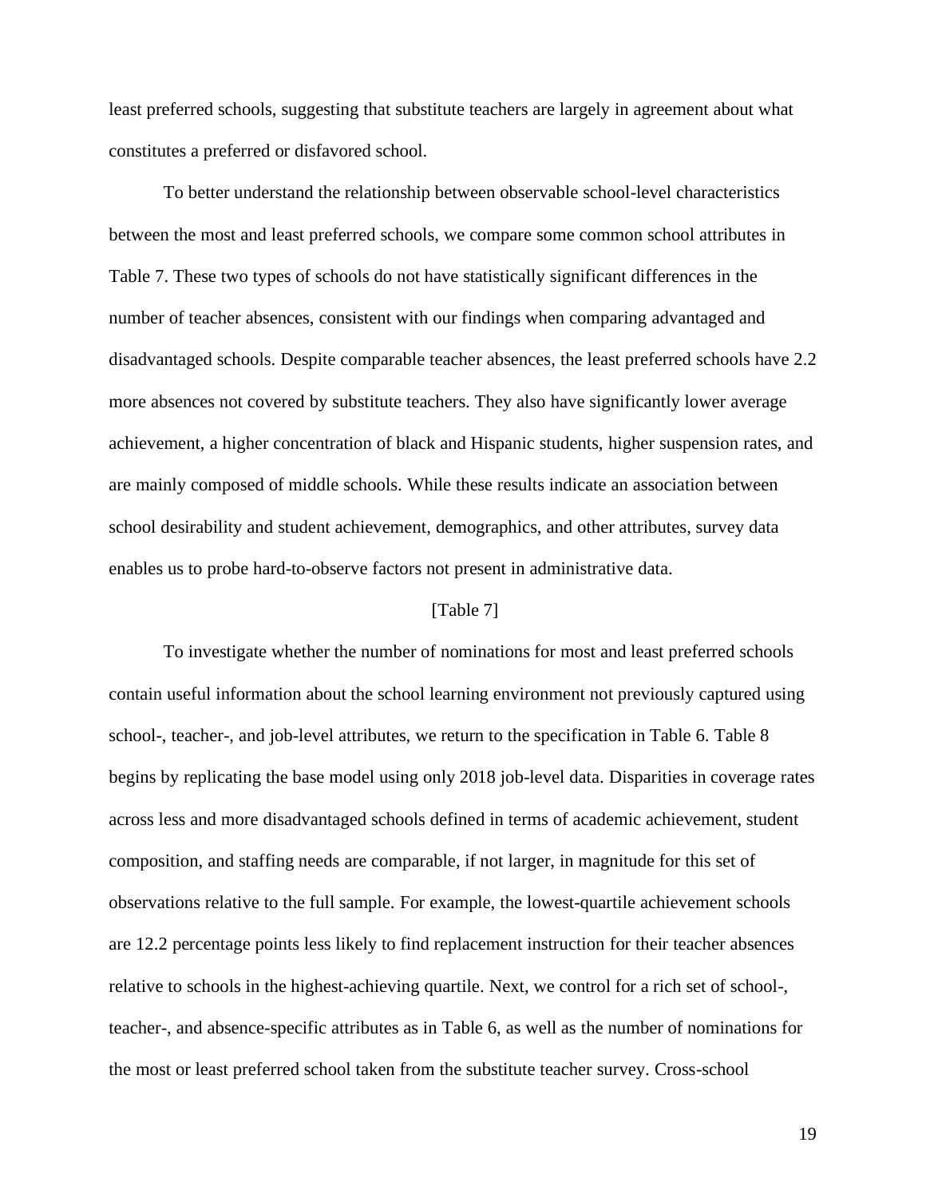least preferred schools, suggesting that substitute teachers are largely in agreement about what constitutes a preferred or disfavored school.

To better understand the relationship between observable school-level characteristics between the most and least preferred schools, we compare some common school attributes in Table 7. These two types of schools do not have statistically significant differences in the number of teacher absences, consistent with our findings when comparing advantaged and disadvantaged schools. Despite comparable teacher absences, the least preferred schools have 2.2 more absences not covered by substitute teachers. They also have significantly lower average achievement, a higher concentration of black and Hispanic students, higher suspension rates, and are mainly composed of middle schools. While these results indicate an association between school desirability and student achievement, demographics, and other attributes, survey data enables us to probe hard-to-observe factors not present in administrative data.

[Table 7]

To investigate whether the number of nominations for most and least preferred schools contain useful information about the school learning environment not previously captured using school-, teacher-, and job-level attributes, we return to the specification in Table 6. Table 8 begins by replicating the base model using only 2018 job-level data. Disparities in coverage rates across less and more disadvantaged schools defined in terms of academic achievement, student composition, and staffing needs are comparable, if not larger, in magnitude for this set of observations relative to the full sample. For example, the lowest-quartile achievement schools are 12.2 percentage points less likely to find replacement instruction for their teacher absences relative to schools in the highest-achieving quartile. Next, we control for a rich set of school-, teacher-, and absence-specific attributes as in Table 6, as well as the number of nominations for the most or least preferred school taken from the substitute teacher survey. Cross-school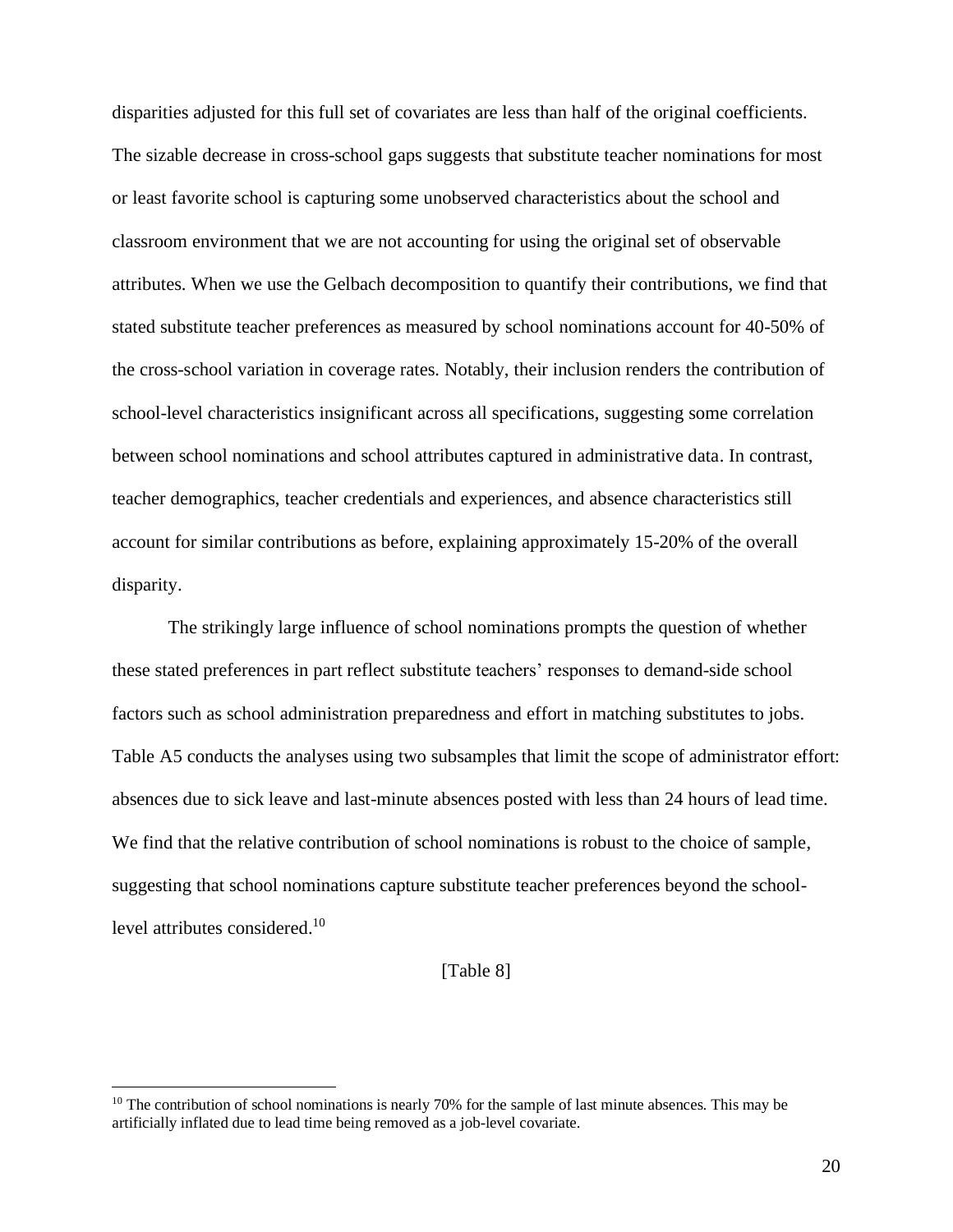disparities adjusted for this full set of covariates are less than half of the original coefficients. The sizable decrease in cross-school gaps suggests that substitute teacher nominations for most or least favorite school is capturing some unobserved characteristics about the school and classroom environment that we are not accounting for using the original set of observable attributes. When we use the Gelbach decomposition to quantify their contributions, we find that stated substitute teacher preferences as measured by school nominations account for 40-50% of the cross-school variation in coverage rates. Notably, their inclusion renders the contribution of school-level characteristics insignificant across all specifications, suggesting some correlation between school nominations and school attributes captured in administrative data. In contrast, teacher demographics, teacher credentials and experiences, and absence characteristics still account for similar contributions as before, explaining approximately 15-20% of the overall disparity.

The strikingly large influence of school nominations prompts the question of whether these stated preferences in part reflect substitute teachers' responses to demand-side school factors such as school administration preparedness and effort in matching substitutes to jobs. Table A5 conducts the analyses using two subsamples that limit the scope of administrator effort: absences due to sick leave and last-minute absences posted with less than 24 hours of lead time. We find that the relative contribution of school nominations is robust to the choice of sample, suggesting that school nominations capture substitute teacher preferences beyond the school-level attributes considered.[10]

[Table 8]

[10] The contribution of school nominations is nearly 70% for the sample of last minute absences. This may be artificially inflated due to lead time being removed as a job-level covariate.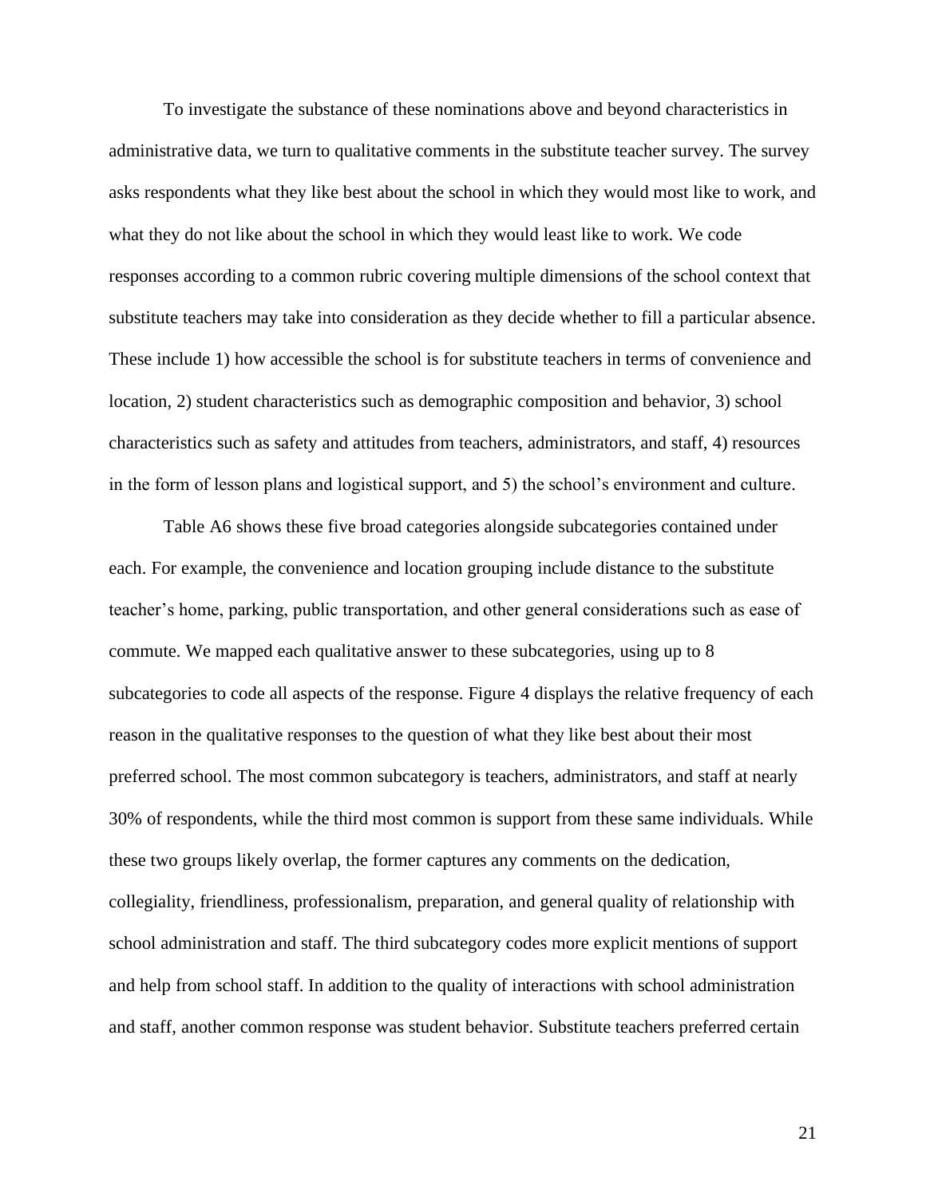To investigate the substance of these nominations above and beyond characteristics in administrative data, we turn to qualitative comments in the substitute teacher survey. The survey asks respondents what they like best about the school in which they would most like to work, and what they do not like about the school in which they would least like to work. We code responses according to a common rubric covering multiple dimensions of the school context that substitute teachers may take into consideration as they decide whether to fill a particular absence. These include 1) how accessible the school is for substitute teachers in terms of convenience and location, 2) student characteristics such as demographic composition and behavior, 3) school characteristics such as safety and attitudes from teachers, administrators, and staff, 4) resources in the form of lesson plans and logistical support, and 5) the school's environment and culture.

Table A6 shows these five broad categories alongside subcategories contained under each. For example, the convenience and location grouping include distance to the substitute teacher's home, parking, public transportation, and other general considerations such as ease of commute. We mapped each qualitative answer to these subcategories, using up to 8 subcategories to code all aspects of the response. Figure 4 displays the relative frequency of each reason in the qualitative responses to the question of what they like best about their most preferred school. The most common subcategory is teachers, administrators, and staff at nearly 30% of respondents, while the third most common is support from these same individuals. While these two groups likely overlap, the former captures any comments on the dedication, collegiality, friendliness, professionalism, preparation, and general quality of relationship with school administration and staff. The third subcategory codes more explicit mentions of support and help from school staff. In addition to the quality of interactions with school administration and staff, another common response was student behavior. Substitute teachers preferred certain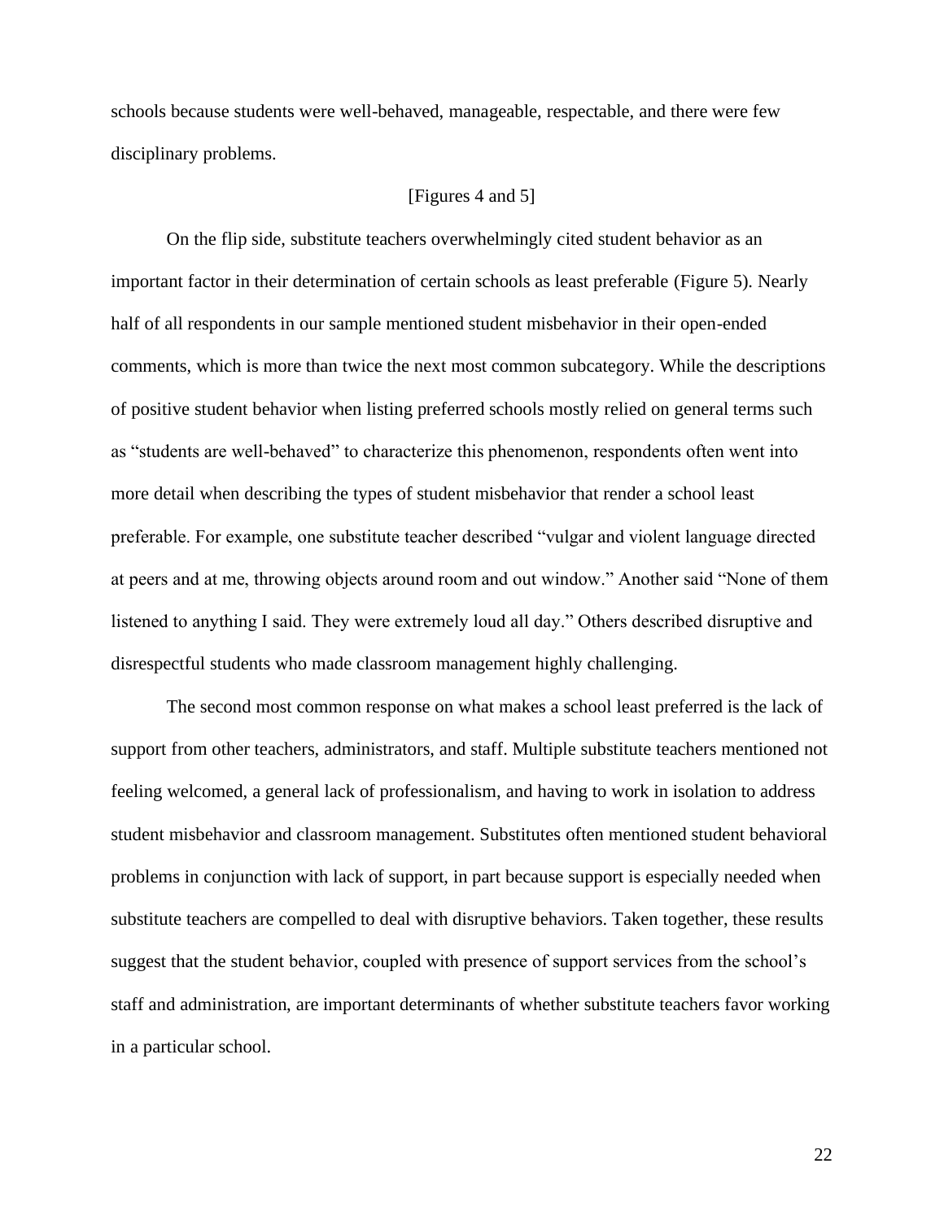schools because students were well-behaved, manageable, respectable, and there were few disciplinary problems.

[Figures 4 and 5]

On the flip side, substitute teachers overwhelmingly cited student behavior as an important factor in their determination of certain schools as least preferable (Figure 5). Nearly half of all respondents in our sample mentioned student misbehavior in their open-ended comments, which is more than twice the next most common subcategory. While the descriptions of positive student behavior when listing preferred schools mostly relied on general terms such as "students are well-behaved" to characterize this phenomenon, respondents often went into more detail when describing the types of student misbehavior that render a school least preferable. For example, one substitute teacher described "vulgar and violent language directed at peers and at me, throwing objects around room and out window." Another said "None of them listened to anything I said. They were extremely loud all day." Others described disruptive and disrespectful students who made classroom management highly challenging.

The second most common response on what makes a school least preferred is the lack of support from other teachers, administrators, and staff. Multiple substitute teachers mentioned not feeling welcomed, a general lack of professionalism, and having to work in isolation to address student misbehavior and classroom management. Substitutes often mentioned student behavioral problems in conjunction with lack of support, in part because support is especially needed when substitute teachers are compelled to deal with disruptive behaviors. Taken together, these results suggest that the student behavior, coupled with presence of support services from the school's staff and administration, are important determinants of whether substitute teachers favor working in a particular school.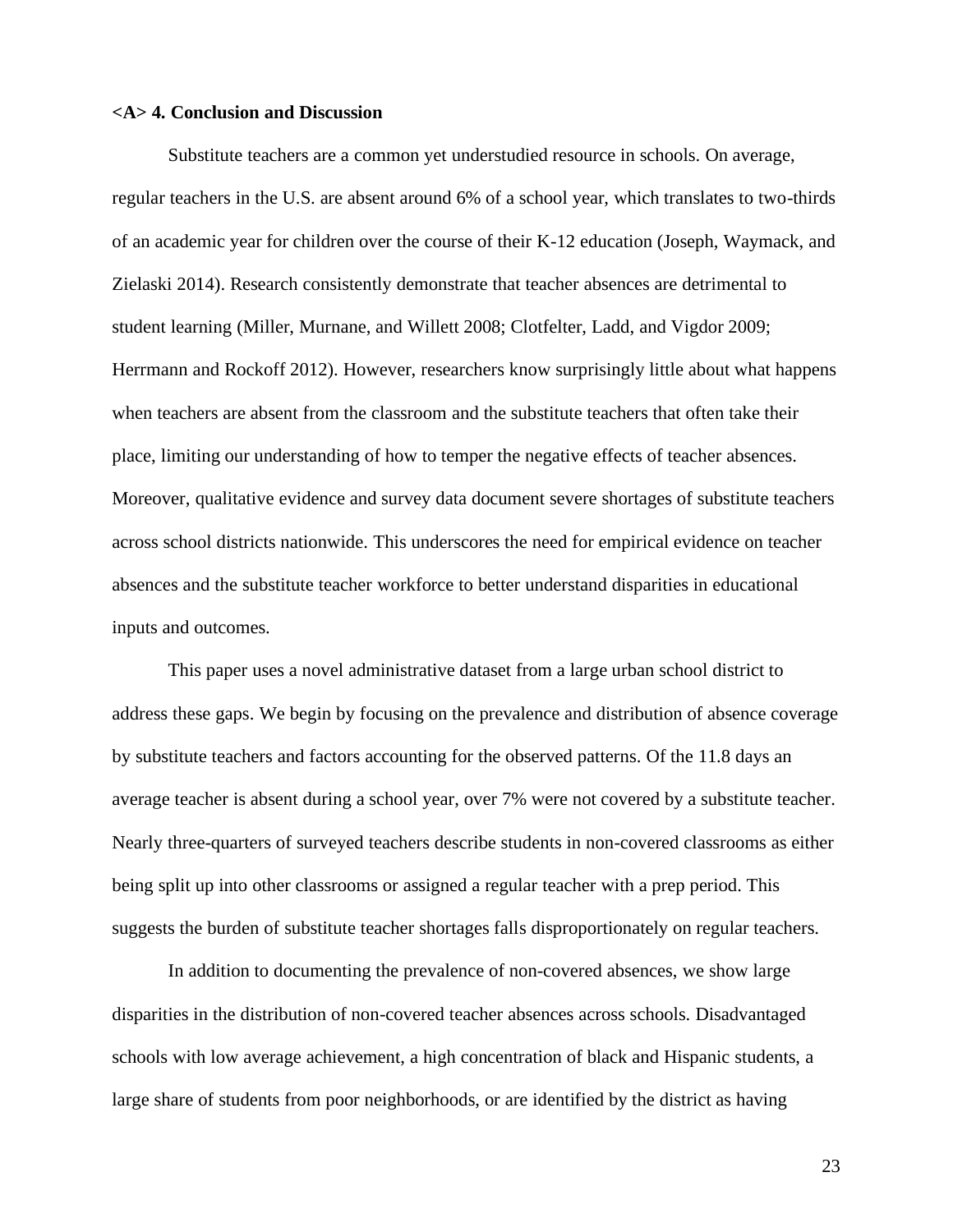## <A> 4. Conclusion and Discussion

Substitute teachers are a common yet understudied resource in schools. On average, regular teachers in the U.S. are absent around 6% of a school year, which translates to two-thirds of an academic year for children over the course of their K-12 education (Joseph, Waymack, and Zielaski 2014). Research consistently demonstrate that teacher absences are detrimental to student learning (Miller, Murnane, and Willett 2008; Clotfelter, Ladd, and Vigdor 2009; Herrmann and Rockoff 2012). However, researchers know surprisingly little about what happens when teachers are absent from the classroom and the substitute teachers that often take their place, limiting our understanding of how to temper the negative effects of teacher absences. Moreover, qualitative evidence and survey data document severe shortages of substitute teachers across school districts nationwide. This underscores the need for empirical evidence on teacher absences and the substitute teacher workforce to better understand disparities in educational inputs and outcomes.

This paper uses a novel administrative dataset from a large urban school district to address these gaps. We begin by focusing on the prevalence and distribution of absence coverage by substitute teachers and factors accounting for the observed patterns. Of the 11.8 days an average teacher is absent during a school year, over 7% were not covered by a substitute teacher. Nearly three-quarters of surveyed teachers describe students in non-covered classrooms as either being split up into other classrooms or assigned a regular teacher with a prep period. This suggests the burden of substitute teacher shortages falls disproportionately on regular teachers.

In addition to documenting the prevalence of non-covered absences, we show large disparities in the distribution of non-covered teacher absences across schools. Disadvantaged schools with low average achievement, a high concentration of black and Hispanic students, a large share of students from poor neighborhoods, or are identified by the district as having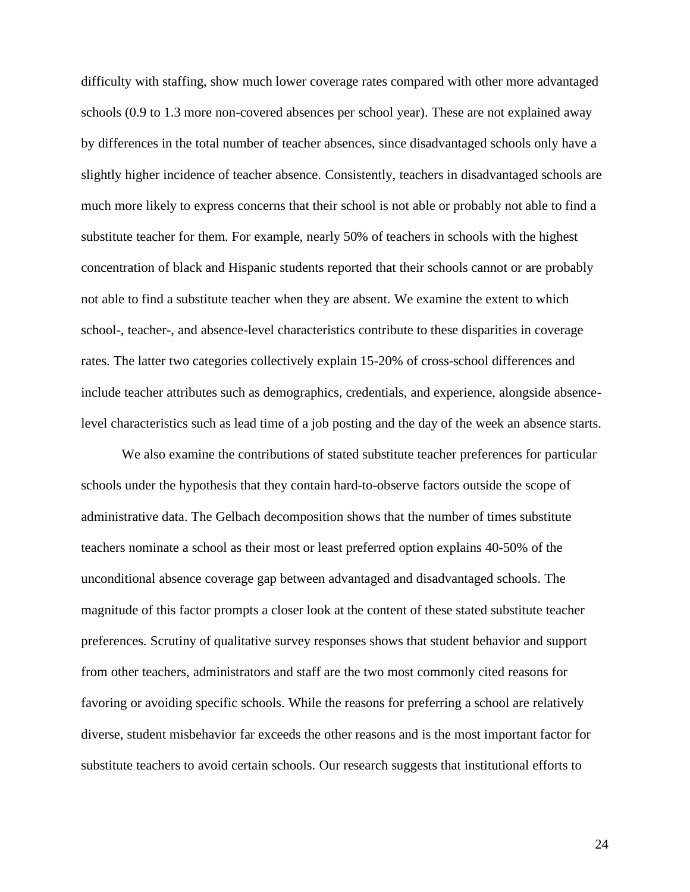difficulty with staffing, show much lower coverage rates compared with other more advantaged schools (0.9 to 1.3 more non-covered absences per school year). These are not explained away by differences in the total number of teacher absences, since disadvantaged schools only have a slightly higher incidence of teacher absence. Consistently, teachers in disadvantaged schools are much more likely to express concerns that their school is not able or probably not able to find a substitute teacher for them. For example, nearly 50% of teachers in schools with the highest concentration of black and Hispanic students reported that their schools cannot or are probably not able to find a substitute teacher when they are absent. We examine the extent to which school-, teacher-, and absence-level characteristics contribute to these disparities in coverage rates. The latter two categories collectively explain 15-20% of cross-school differences and include teacher attributes such as demographics, credentials, and experience, alongside absence-level characteristics such as lead time of a job posting and the day of the week an absence starts.

We also examine the contributions of stated substitute teacher preferences for particular schools under the hypothesis that they contain hard-to-observe factors outside the scope of administrative data. The Gelbach decomposition shows that the number of times substitute teachers nominate a school as their most or least preferred option explains 40-50% of the unconditional absence coverage gap between advantaged and disadvantaged schools. The magnitude of this factor prompts a closer look at the content of these stated substitute teacher preferences. Scrutiny of qualitative survey responses shows that student behavior and support from other teachers, administrators and staff are the two most commonly cited reasons for favoring or avoiding specific schools. While the reasons for preferring a school are relatively diverse, student misbehavior far exceeds the other reasons and is the most important factor for substitute teachers to avoid certain schools. Our research suggests that institutional efforts to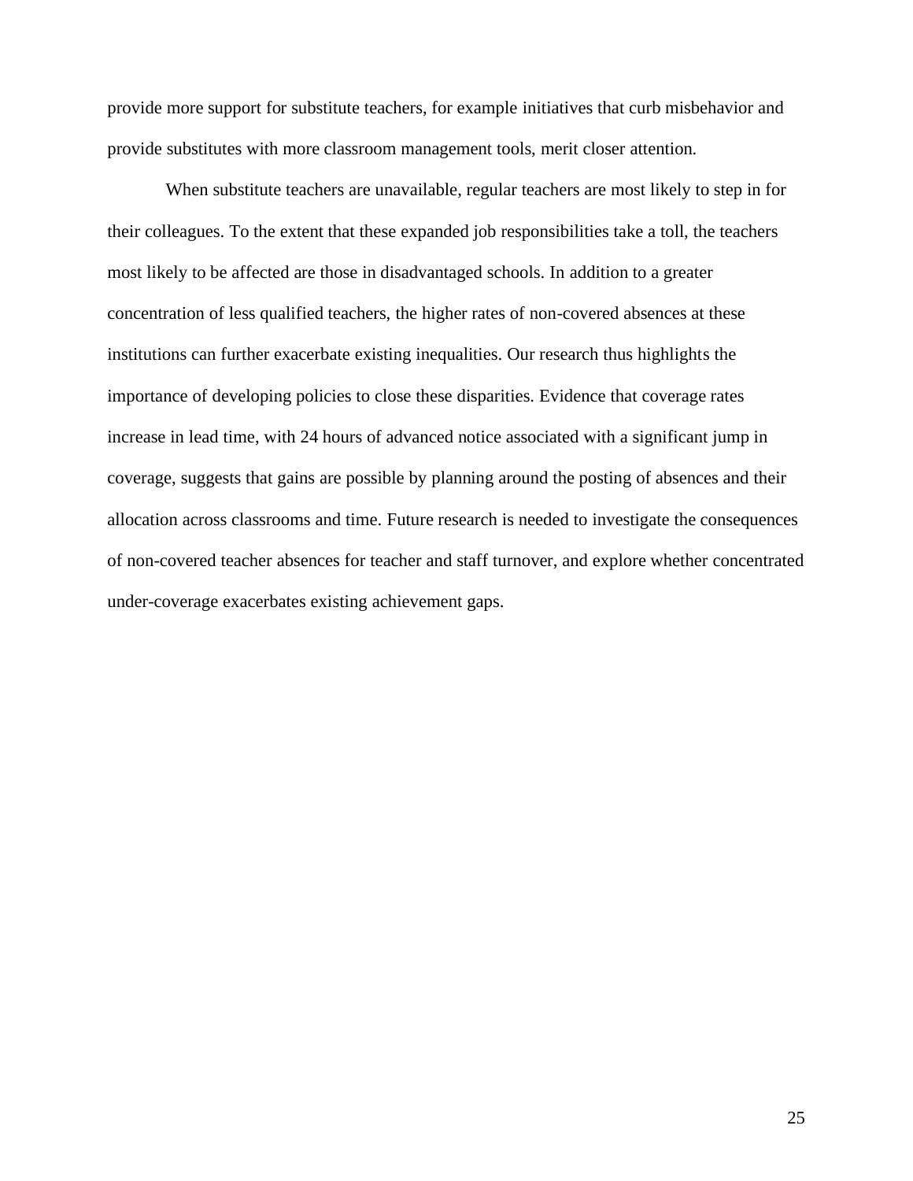provide more support for substitute teachers, for example initiatives that curb misbehavior and provide substitutes with more classroom management tools, merit closer attention.

When substitute teachers are unavailable, regular teachers are most likely to step in for their colleagues. To the extent that these expanded job responsibilities take a toll, the teachers most likely to be affected are those in disadvantaged schools. In addition to a greater concentration of less qualified teachers, the higher rates of non-covered absences at these institutions can further exacerbate existing inequalities. Our research thus highlights the importance of developing policies to close these disparities. Evidence that coverage rates increase in lead time, with 24 hours of advanced notice associated with a significant jump in coverage, suggests that gains are possible by planning around the posting of absences and their allocation across classrooms and time. Future research is needed to investigate the consequences of non-covered teacher absences for teacher and staff turnover, and explore whether concentrated under-coverage exacerbates existing achievement gaps.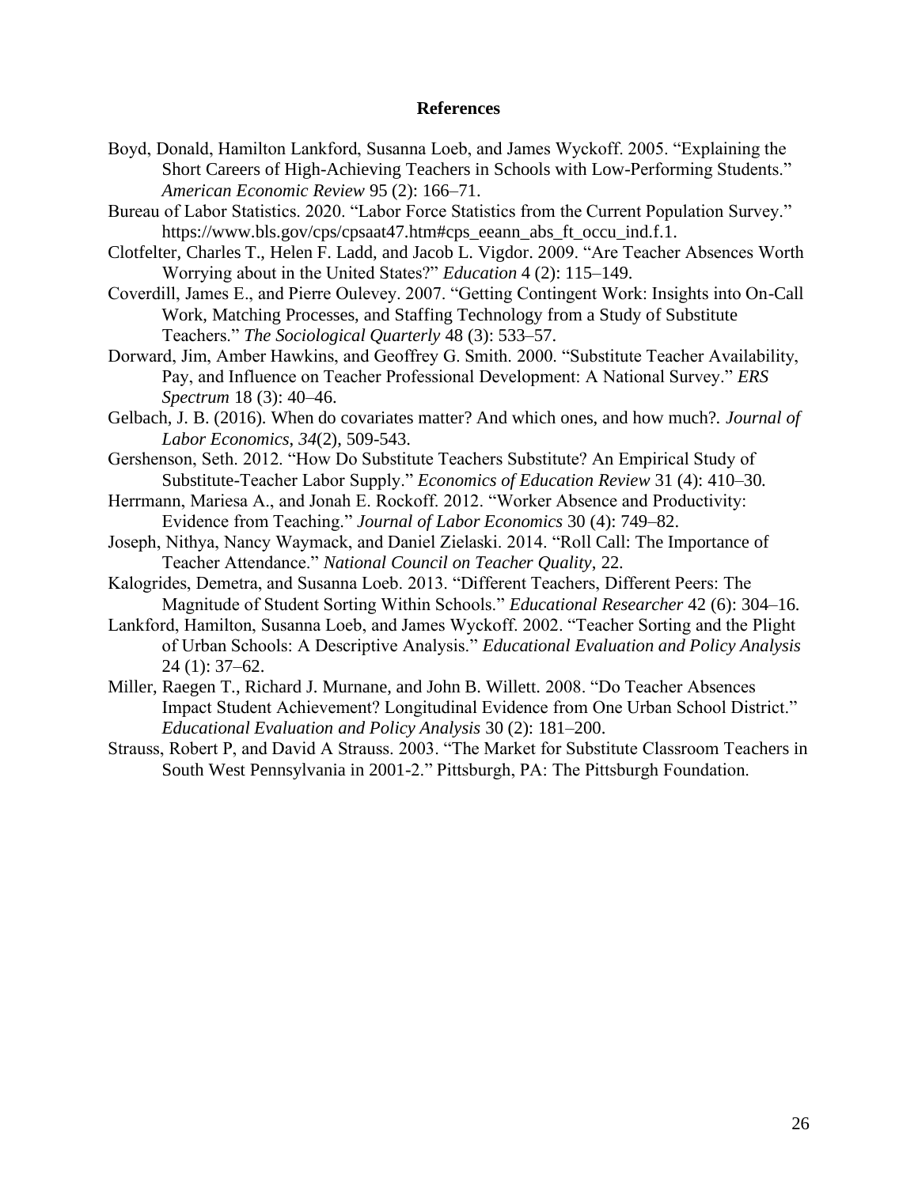## References

Boyd, Donald, Hamilton Lankford, Susanna Loeb, and James Wyckoff. 2005. "Explaining the Short Careers of High-Achieving Teachers in Schools with Low-Performing Students." *American Economic Review* 95 (2): 166–71.

Bureau of Labor Statistics. 2020. "Labor Force Statistics from the Current Population Survey." https://www.bls.gov/cps/cpsaat47.htm#cps_eeann_abs_ft_occu_ind.f.1.

Clotfelter, Charles T., Helen F. Ladd, and Jacob L. Vigdor. 2009. "Are Teacher Absences Worth Worrying about in the United States?" *Education* 4 (2): 115–149.

Coverdill, James E., and Pierre Oulevey. 2007. "Getting Contingent Work: Insights into On-Call Work, Matching Processes, and Staffing Technology from a Study of Substitute Teachers." *The Sociological Quarterly* 48 (3): 533–57.

Dorward, Jim, Amber Hawkins, and Geoffrey G. Smith. 2000. "Substitute Teacher Availability, Pay, and Influence on Teacher Professional Development: A National Survey." *ERS Spectrum* 18 (3): 40–46.

Gelbach, J. B. (2016). When do covariates matter? And which ones, and how much?. *Journal of Labor Economics*, *34*(2), 509-543.

Gershenson, Seth. 2012. "How Do Substitute Teachers Substitute? An Empirical Study of Substitute-Teacher Labor Supply." *Economics of Education Review* 31 (4): 410–30.

Herrmann, Mariesa A., and Jonah E. Rockoff. 2012. "Worker Absence and Productivity: Evidence from Teaching." *Journal of Labor Economics* 30 (4): 749–82.

Joseph, Nithya, Nancy Waymack, and Daniel Zielaski. 2014. "Roll Call: The Importance of Teacher Attendance." *National Council on Teacher Quality*, 22.

Kalogrides, Demetra, and Susanna Loeb. 2013. "Different Teachers, Different Peers: The Magnitude of Student Sorting Within Schools." *Educational Researcher* 42 (6): 304–16.

Lankford, Hamilton, Susanna Loeb, and James Wyckoff. 2002. "Teacher Sorting and the Plight of Urban Schools: A Descriptive Analysis." *Educational Evaluation and Policy Analysis* 24 (1): 37–62.

Miller, Raegen T., Richard J. Murnane, and John B. Willett. 2008. "Do Teacher Absences Impact Student Achievement? Longitudinal Evidence from One Urban School District." *Educational Evaluation and Policy Analysis* 30 (2): 181–200.

Strauss, Robert P, and David A Strauss. 2003. "The Market for Substitute Classroom Teachers in South West Pennsylvania in 2001-2." Pittsburgh, PA: The Pittsburgh Foundation.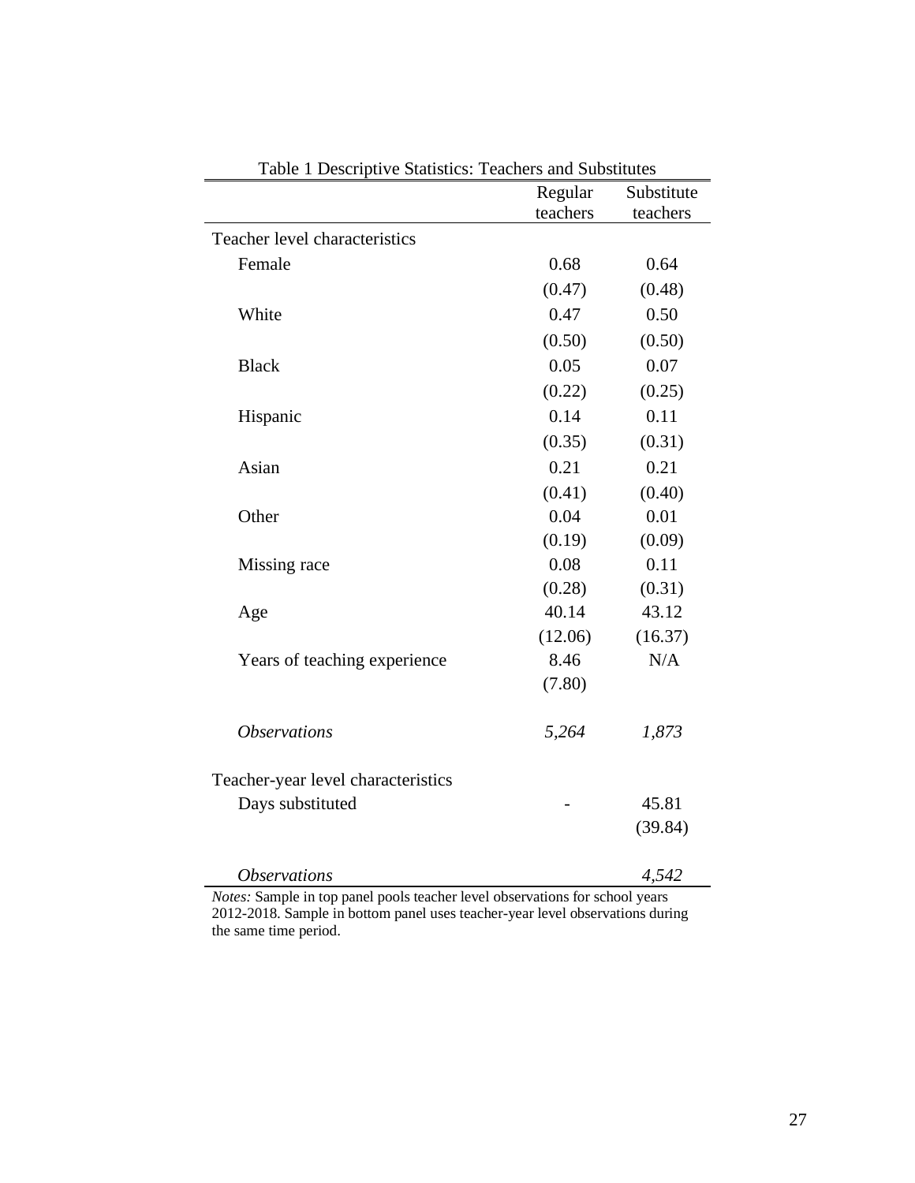Table 1 Descriptive Statistics: Teachers and Substitutes

| | Regular teachers | Substitute teachers |
|---|---|---|
| Teacher level characteristics | | |
| Female | 0.68 | 0.64 |
| | (0.47) | (0.48) |
| White | 0.47 | 0.50 |
| | (0.50) | (0.50) |
| Black | 0.05 | 0.07 |
| | (0.22) | (0.25) |
| Hispanic | 0.14 | 0.11 |
| | (0.35) | (0.31) |
| Asian | 0.21 | 0.21 |
| | (0.41) | (0.40) |
| Other | 0.04 | 0.01 |
| | (0.19) | (0.09) |
| Missing race | 0.08 | 0.11 |
| | (0.28) | (0.31) |
| Age | 40.14 | 43.12 |
| | (12.06) | (16.37) |
| Years of teaching experience | 8.46 | N/A |
| | (7.80) | |
| *Observations* | *5,264* | *1,873* |
| Teacher-year level characteristics | | |
| Days substituted | - | 45.81 |
| | | (39.84) |
| *Observations* | | *4,542* |

*Notes:* Sample in top panel pools teacher level observations for school years 2012-2018. Sample in bottom panel uses teacher-year level observations during the same time period.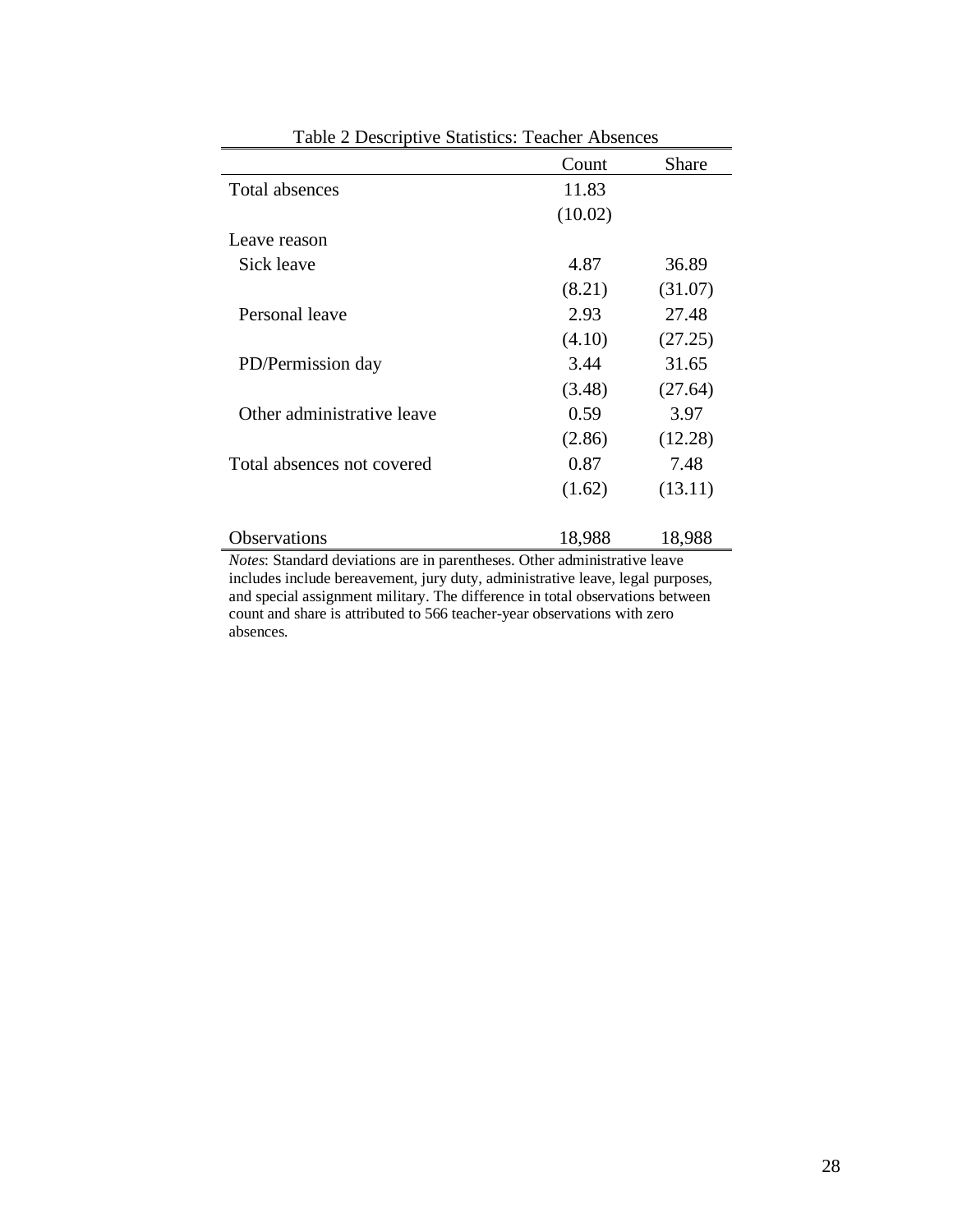Table 2 Descriptive Statistics: Teacher Absences

| | Count | Share |
|---|---|---|
| Total absences | 11.83 | |
| | (10.02) | |
| Leave reason | | |
| Sick leave | 4.87 | 36.89 |
| | (8.21) | (31.07) |
| Personal leave | 2.93 | 27.48 |
| | (4.10) | (27.25) |
| PD/Permission day | 3.44 | 31.65 |
| | (3.48) | (27.64) |
| Other administrative leave | 0.59 | 3.97 |
| | (2.86) | (12.28) |
| Total absences not covered | 0.87 | 7.48 |
| | (1.62) | (13.11) |
| Observations | 18,988 | 18,988 |

*Notes*: Standard deviations are in parentheses. Other administrative leave includes include bereavement, jury duty, administrative leave, legal purposes, and special assignment military. The difference in total observations between count and share is attributed to 566 teacher-year observations with zero absences.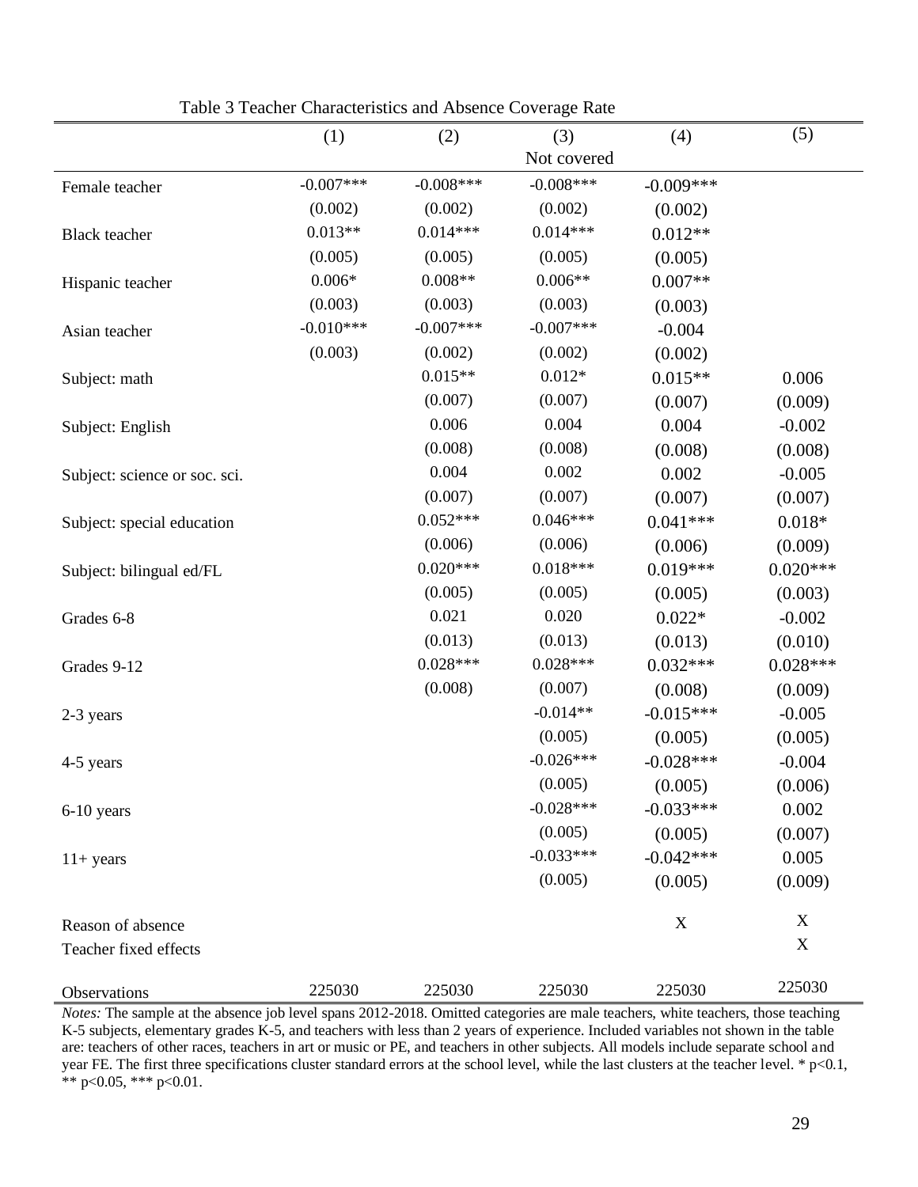Table 3 Teacher Characteristics and Absence Coverage Rate

| | (1) | (2) | (3) | (4) | (5) |
|---|---|---|---|---|---|
| | | | Not covered | | |
| Female teacher | -0.007*** | -0.008*** | -0.008*** | -0.009*** | |
| | (0.002) | (0.002) | (0.002) | (0.002) | |
| Black teacher | 0.013** | 0.014*** | 0.014*** | 0.012** | |
| | (0.005) | (0.005) | (0.005) | (0.005) | |
| Hispanic teacher | 0.006* | 0.008** | 0.006** | 0.007** | |
| | (0.003) | (0.003) | (0.003) | (0.003) | |
| Asian teacher | -0.010*** | -0.007*** | -0.007*** | -0.004 | |
| | (0.003) | (0.002) | (0.002) | (0.002) | |
| Subject: math | | 0.015** | 0.012* | 0.015** | 0.006 |
| | | (0.007) | (0.007) | (0.007) | (0.009) |
| Subject: English | | 0.006 | 0.004 | 0.004 | -0.002 |
| | | (0.008) | (0.008) | (0.008) | (0.008) |
| Subject: science or soc. sci. | | 0.004 | 0.002 | 0.002 | -0.005 |
| | | (0.007) | (0.007) | (0.007) | (0.007) |
| Subject: special education | | 0.052*** | 0.046*** | 0.041*** | 0.018* |
| | | (0.006) | (0.006) | (0.006) | (0.009) |
| Subject: bilingual ed/FL | | 0.020*** | 0.018*** | 0.019*** | 0.020*** |
| | | (0.005) | (0.005) | (0.005) | (0.003) |
| Grades 6-8 | | 0.021 | 0.020 | 0.022* | -0.002 |
| | | (0.013) | (0.013) | (0.013) | (0.010) |
| Grades 9-12 | | 0.028*** | 0.028*** | 0.032*** | 0.028*** |
| | | (0.008) | (0.007) | (0.008) | (0.009) |
| 2-3 years | | | -0.014** | -0.015*** | -0.005 |
| | | | (0.005) | (0.005) | (0.005) |
| 4-5 years | | | -0.026*** | -0.028*** | -0.004 |
| | | | (0.005) | (0.005) | (0.006) |
| 6-10 years | | | -0.028*** | -0.033*** | 0.002 |
| | | | (0.005) | (0.005) | (0.007) |
| 11+ years | | | -0.033*** | -0.042*** | 0.005 |
| | | | (0.005) | (0.005) | (0.009) |
| Reason of absence | | | | X | X |
| Teacher fixed effects | | | | | X |
| Observations | 225030 | 225030 | 225030 | 225030 | 225030 |

*Notes:* The sample at the absence job level spans 2012-2018. Omitted categories are male teachers, white teachers, those teaching K-5 subjects, elementary grades K-5, and teachers with less than 2 years of experience. Included variables not shown in the table are: teachers of other races, teachers in art or music or PE, and teachers in other subjects. All models include separate school and year FE. The first three specifications cluster standard errors at the school level, while the last clusters at the teacher level. * p<0.1, ** p<0.05, *** p<0.01.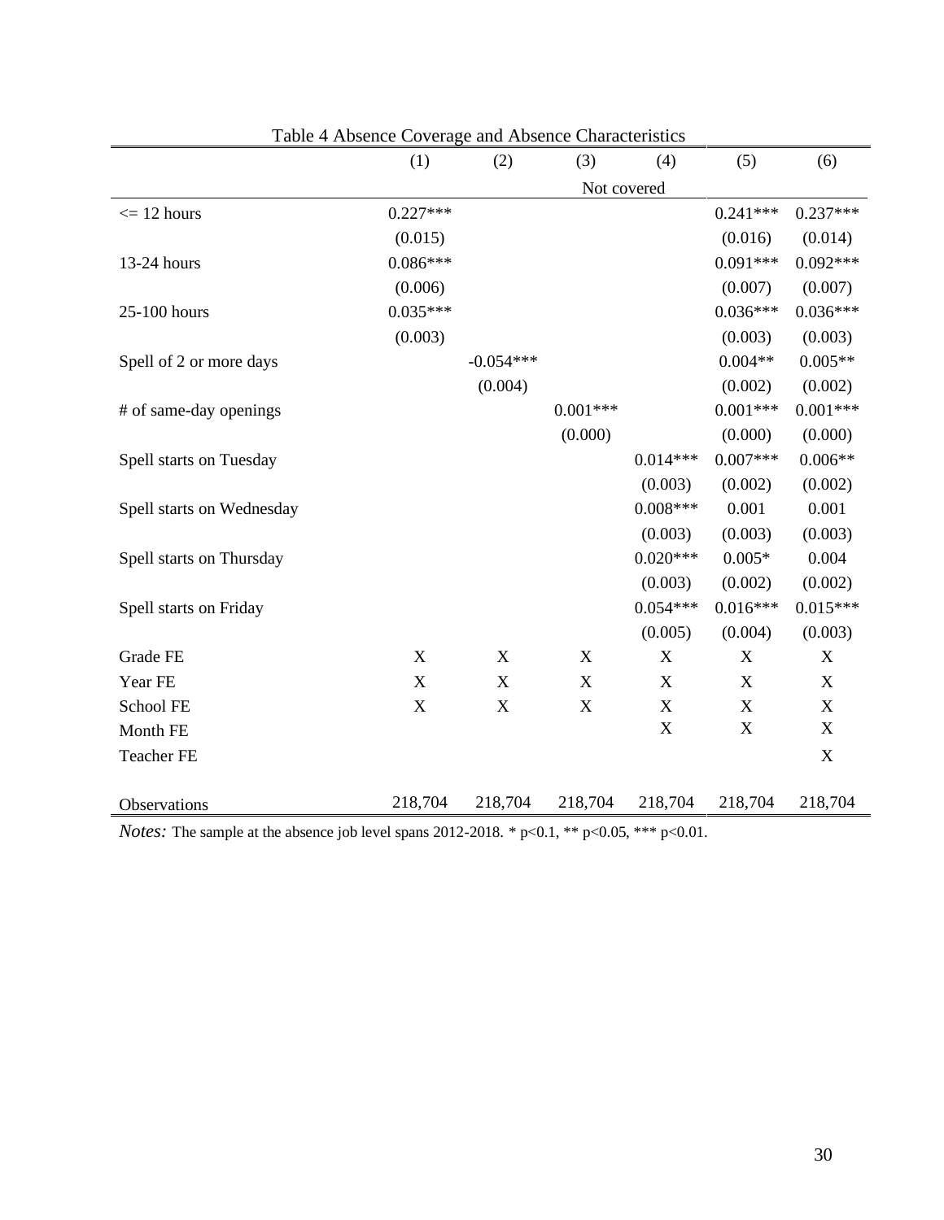Table 4 Absence Coverage and Absence Characteristics

| | (1) | (2) | (3) | (4) | (5) | (6) |
|---|---|---|---|---|---|---|
| | | | Not covered | | | |
| <= 12 hours | 0.227*** | | | | 0.241*** | 0.237*** |
| | (0.015) | | | | (0.016) | (0.014) |
| 13-24 hours | 0.086*** | | | | 0.091*** | 0.092*** |
| | (0.006) | | | | (0.007) | (0.007) |
| 25-100 hours | 0.035*** | | | | 0.036*** | 0.036*** |
| | (0.003) | | | | (0.003) | (0.003) |
| Spell of 2 or more days | | -0.054*** | | | 0.004** | 0.005** |
| | | (0.004) | | | (0.002) | (0.002) |
| # of same-day openings | | | 0.001*** | | 0.001*** | 0.001*** |
| | | | (0.000) | | (0.000) | (0.000) |
| Spell starts on Tuesday | | | | 0.014*** | 0.007*** | 0.006** |
| | | | | (0.003) | (0.002) | (0.002) |
| Spell starts on Wednesday | | | | 0.008*** | 0.001 | 0.001 |
| | | | | (0.003) | (0.003) | (0.003) |
| Spell starts on Thursday | | | | 0.020*** | 0.005* | 0.004 |
| | | | | (0.003) | (0.002) | (0.002) |
| Spell starts on Friday | | | | 0.054*** | 0.016*** | 0.015*** |
| | | | | (0.005) | (0.004) | (0.003) |
| Grade FE | X | X | X | X | X | X |
| Year FE | X | X | X | X | X | X |
| School FE | X | X | X | X | X | X |
| Month FE | | | | X | X | X |
| Teacher FE | | | | | | X |
| Observations | 218,704 | 218,704 | 218,704 | 218,704 | 218,704 | 218,704 |

*Notes:* The sample at the absence job level spans 2012-2018. * p<0.1, ** p<0.05, *** p<0.01.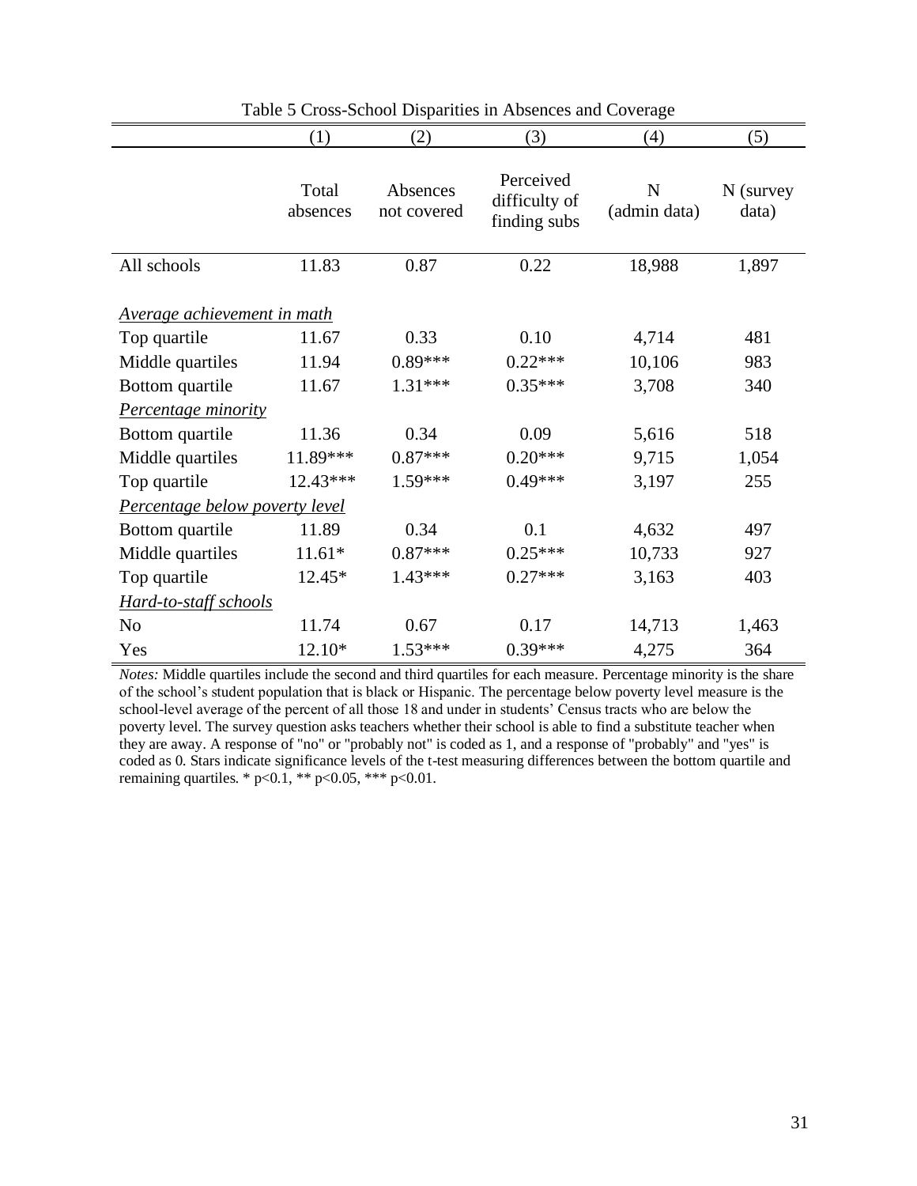Table 5 Cross-School Disparities in Absences and Coverage

| | (1) | (2) | (3) | (4) | (5) |
|---|---|---|---|---|---|
| | Total absences | Absences not covered | Perceived difficulty of finding subs | N (admin data) | N (survey data) |
| All schools | 11.83 | 0.87 | 0.22 | 18,988 | 1,897 |
| *Average achievement in math* | | | | | |
| Top quartile | 11.67 | 0.33 | 0.10 | 4,714 | 481 |
| Middle quartiles | 11.94 | 0.89*** | 0.22*** | 10,106 | 983 |
| Bottom quartile | 11.67 | 1.31*** | 0.35*** | 3,708 | 340 |
| *Percentage minority* | | | | | |
| Bottom quartile | 11.36 | 0.34 | 0.09 | 5,616 | 518 |
| Middle quartiles | 11.89*** | 0.87*** | 0.20*** | 9,715 | 1,054 |
| Top quartile | 12.43*** | 1.59*** | 0.49*** | 3,197 | 255 |
| *Percentage below poverty level* | | | | | |
| Bottom quartile | 11.89 | 0.34 | 0.1 | 4,632 | 497 |
| Middle quartiles | 11.61* | 0.87*** | 0.25*** | 10,733 | 927 |
| Top quartile | 12.45* | 1.43*** | 0.27*** | 3,163 | 403 |
| *Hard-to-staff schools* | | | | | |
| No | 11.74 | 0.67 | 0.17 | 14,713 | 1,463 |
| Yes | 12.10* | 1.53*** | 0.39*** | 4,275 | 364 |

*Notes:* Middle quartiles include the second and third quartiles for each measure. Percentage minority is the share of the school's student population that is black or Hispanic. The percentage below poverty level measure is the school-level average of the percent of all those 18 and under in students' Census tracts who are below the poverty level. The survey question asks teachers whether their school is able to find a substitute teacher when they are away. A response of "no" or "probably not" is coded as 1, and a response of "probably" and "yes" is coded as 0. Stars indicate significance levels of the t-test measuring differences between the bottom quartile and remaining quartiles. * p<0.1, ** p<0.05, *** p<0.01.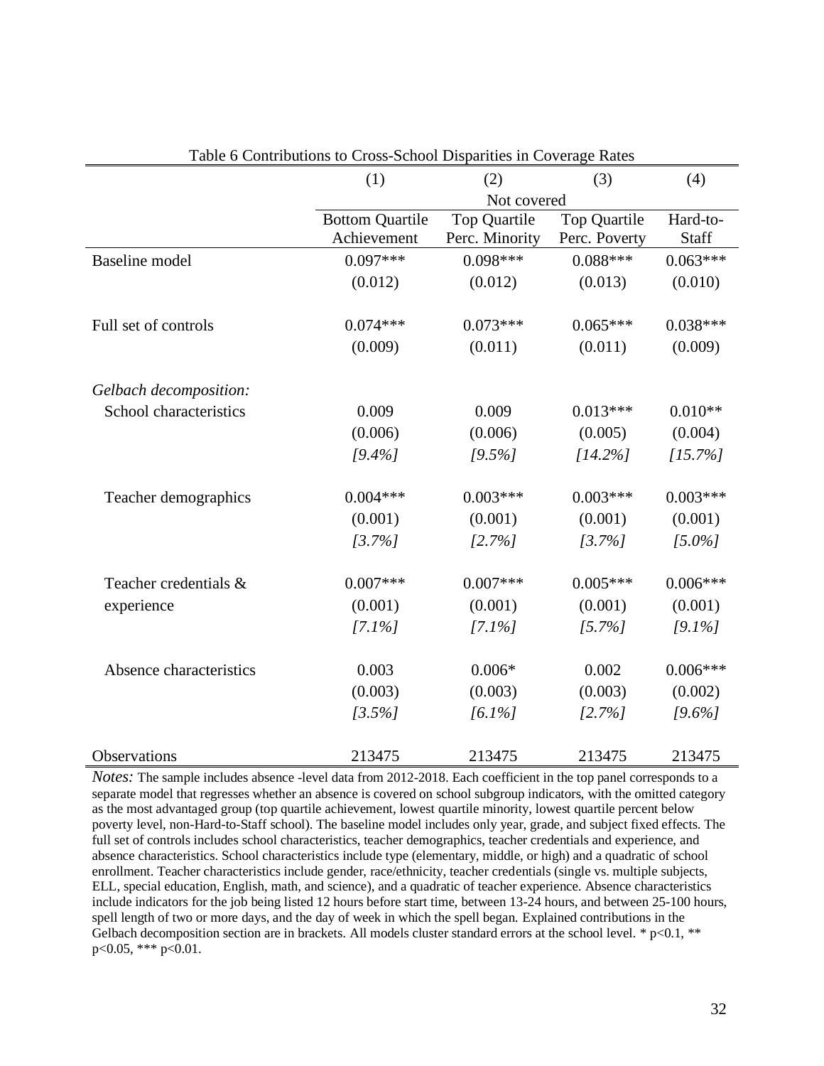Table 6 Contributions to Cross-School Disparities in Coverage Rates

| | (1) | (2) | (3) | (4) |
|---|---|---|---|---|
| | Not covered | | | |
| | Bottom Quartile Achievement | Top Quartile Perc. Minority | Top Quartile Perc. Poverty | Hard-to-Staff |
| Baseline model | 0.097*** | 0.098*** | 0.088*** | 0.063*** |
| | (0.012) | (0.012) | (0.013) | (0.010) |
| Full set of controls | 0.074*** | 0.073*** | 0.065*** | 0.038*** |
| | (0.009) | (0.011) | (0.011) | (0.009) |
| *Gelbach decomposition:* | | | | |
| School characteristics | 0.009 | 0.009 | 0.013*** | 0.010** |
| | (0.006) | (0.006) | (0.005) | (0.004) |
| | *[9.4%]* | *[9.5%]* | *[14.2%]* | *[15.7%]* |
| Teacher demographics | 0.004*** | 0.003*** | 0.003*** | 0.003*** |
| | (0.001) | (0.001) | (0.001) | (0.001) |
| | *[3.7%]* | *[2.7%]* | *[3.7%]* | *[5.0%]* |
| Teacher credentials & experience | 0.007*** | 0.007*** | 0.005*** | 0.006*** |
| | (0.001) | (0.001) | (0.001) | (0.001) |
| | *[7.1%]* | *[7.1%]* | *[5.7%]* | *[9.1%]* |
| Absence characteristics | 0.003 | 0.006* | 0.002 | 0.006*** |
| | (0.003) | (0.003) | (0.003) | (0.002) |
| | *[3.5%]* | *[6.1%]* | *[2.7%]* | *[9.6%]* |
| Observations | 213475 | 213475 | 213475 | 213475 |

*Notes:* The sample includes absence -level data from 2012-2018. Each coefficient in the top panel corresponds to a separate model that regresses whether an absence is covered on school subgroup indicators, with the omitted category as the most advantaged group (top quartile achievement, lowest quartile minority, lowest quartile percent below poverty level, non-Hard-to-Staff school). The baseline model includes only year, grade, and subject fixed effects. The full set of controls includes school characteristics, teacher demographics, teacher credentials and experience, and absence characteristics. School characteristics include type (elementary, middle, or high) and a quadratic of school enrollment. Teacher characteristics include gender, race/ethnicity, teacher credentials (single vs. multiple subjects, ELL, special education, English, math, and science), and a quadratic of teacher experience. Absence characteristics include indicators for the job being listed 12 hours before start time, between 13-24 hours, and between 25-100 hours, spell length of two or more days, and the day of week in which the spell began. Explained contributions in the Gelbach decomposition section are in brackets. All models cluster standard errors at the school level. * p<0.1, ** p<0.05, *** p<0.01.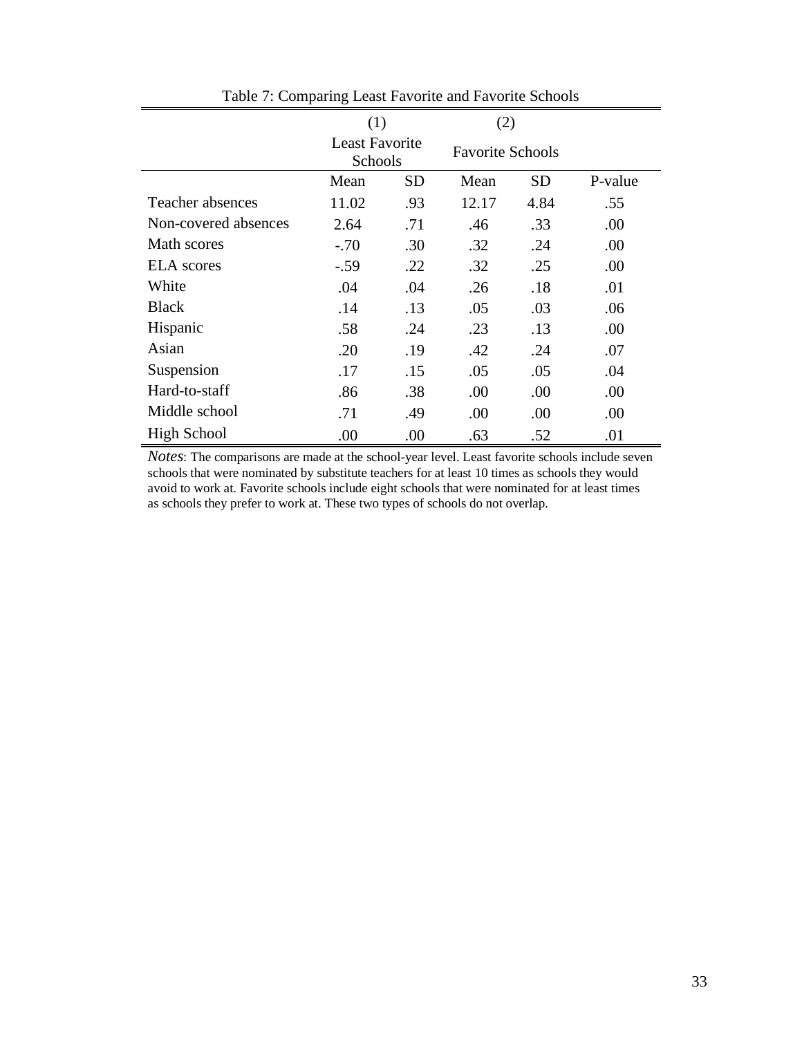Table 7: Comparing Least Favorite and Favorite Schools

| | (1) Least Favorite Schools | | (2) Favorite Schools | | |
|---|---|---|---|---|---|
| | Mean | SD | Mean | SD | P-value |
| Teacher absences | 11.02 | .93 | 12.17 | 4.84 | .55 |
| Non-covered absences | 2.64 | .71 | .46 | .33 | .00 |
| Math scores | -.70 | .30 | .32 | .24 | .00 |
| ELA scores | -.59 | .22 | .32 | .25 | .00 |
| White | .04 | .04 | .26 | .18 | .01 |
| Black | .14 | .13 | .05 | .03 | .06 |
| Hispanic | .58 | .24 | .23 | .13 | .00 |
| Asian | .20 | .19 | .42 | .24 | .07 |
| Suspension | .17 | .15 | .05 | .05 | .04 |
| Hard-to-staff | .86 | .38 | .00 | .00 | .00 |
| Middle school | .71 | .49 | .00 | .00 | .00 |
| High School | .00 | .00 | .63 | .52 | .01 |

*Notes*: The comparisons are made at the school-year level. Least favorite schools include seven schools that were nominated by substitute teachers for at least 10 times as schools they would avoid to work at. Favorite schools include eight schools that were nominated for at least times as schools they prefer to work at. These two types of schools do not overlap.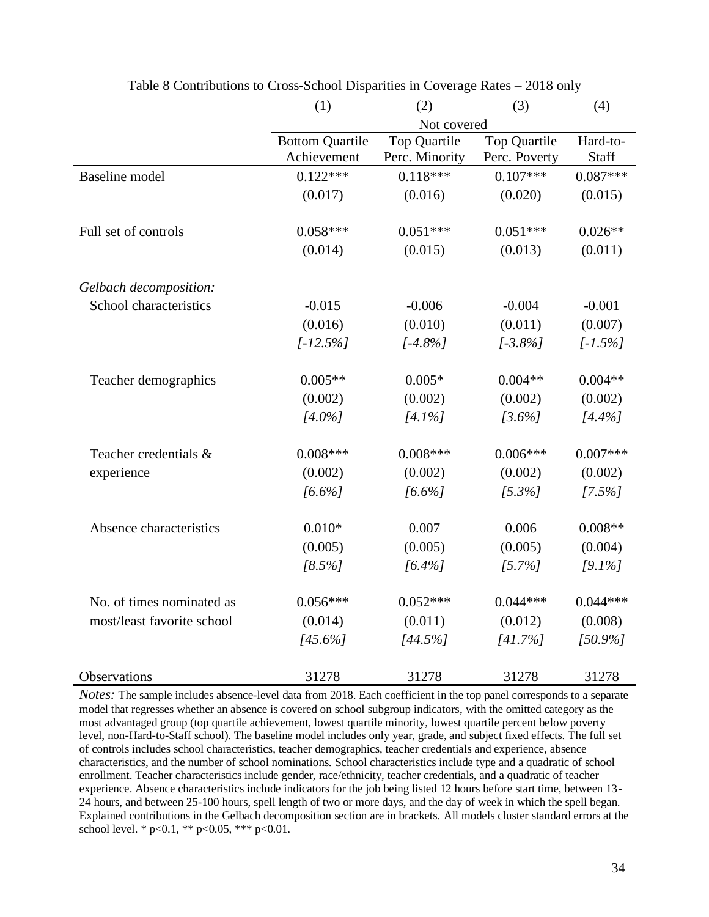Table 8 Contributions to Cross-School Disparities in Coverage Rates – 2018 only

| | (1) | (2) | (3) | (4) |
|---|---|---|---|---|
| | Not covered | | | |
| | Bottom Quartile Achievement | Top Quartile Perc. Minority | Top Quartile Perc. Poverty | Hard-to-Staff |
| Baseline model | 0.122*** | 0.118*** | 0.107*** | 0.087*** |
| | (0.017) | (0.016) | (0.020) | (0.015) |
| Full set of controls | 0.058*** | 0.051*** | 0.051*** | 0.026** |
| | (0.014) | (0.015) | (0.013) | (0.011) |
| *Gelbach decomposition:* | | | | |
| School characteristics | -0.015 | -0.006 | -0.004 | -0.001 |
| | (0.016) | (0.010) | (0.011) | (0.007) |
| | *[-12.5%]* | *[-4.8%]* | *[-3.8%]* | *[-1.5%]* |
| Teacher demographics | 0.005** | 0.005* | 0.004** | 0.004** |
| | (0.002) | (0.002) | (0.002) | (0.002) |
| | *[4.0%]* | *[4.1%]* | *[3.6%]* | *[4.4%]* |
| Teacher credentials & experience | 0.008*** | 0.008*** | 0.006*** | 0.007*** |
| | (0.002) | (0.002) | (0.002) | (0.002) |
| | *[6.6%]* | *[6.6%]* | *[5.3%]* | *[7.5%]* |
| Absence characteristics | 0.010* | 0.007 | 0.006 | 0.008** |
| | (0.005) | (0.005) | (0.005) | (0.004) |
| | *[8.5%]* | *[6.4%]* | *[5.7%]* | *[9.1%]* |
| No. of times nominated as most/least favorite school | 0.056*** | 0.052*** | 0.044*** | 0.044*** |
| | (0.014) | (0.011) | (0.012) | (0.008) |
| | *[45.6%]* | *[44.5%]* | *[41.7%]* | *[50.9%]* |
| Observations | 31278 | 31278 | 31278 | 31278 |

*Notes:* The sample includes absence-level data from 2018. Each coefficient in the top panel corresponds to a separate model that regresses whether an absence is covered on school subgroup indicators, with the omitted category as the most advantaged group (top quartile achievement, lowest quartile minority, lowest quartile percent below poverty level, non-Hard-to-Staff school). The baseline model includes only year, grade, and subject fixed effects. The full set of controls includes school characteristics, teacher demographics, teacher credentials and experience, absence characteristics, and the number of school nominations. School characteristics include type and a quadratic of school enrollment. Teacher characteristics include gender, race/ethnicity, teacher credentials, and a quadratic of teacher experience. Absence characteristics include indicators for the job being listed 12 hours before start time, between 13-24 hours, and between 25-100 hours, spell length of two or more days, and the day of week in which the spell began. Explained contributions in the Gelbach decomposition section are in brackets. All models cluster standard errors at the school level. * $p<0.1$, ** $p<0.05$, *** $p<0.01$.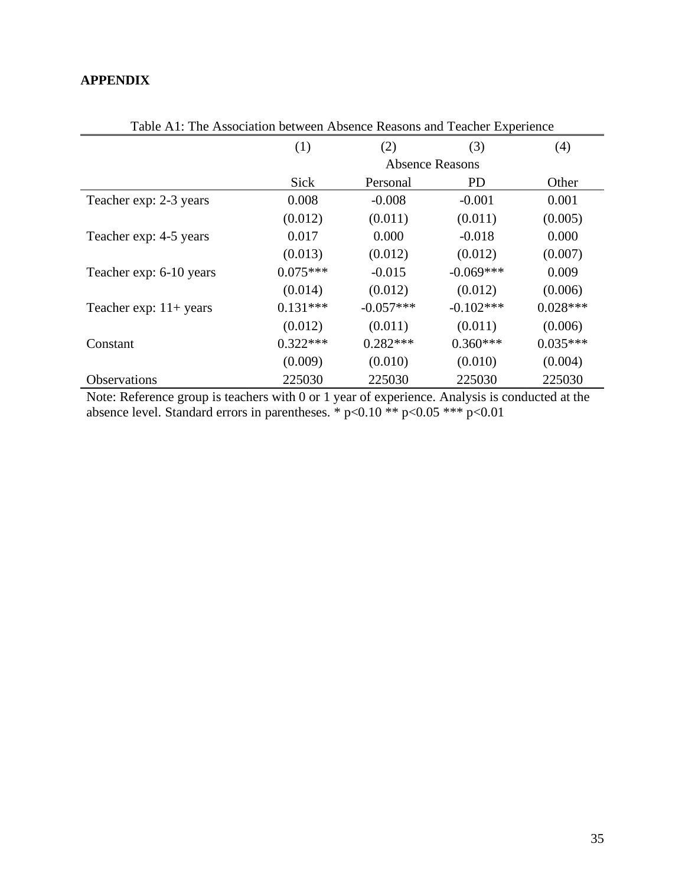**APPENDIX**

Table A1: The Association between Absence Reasons and Teacher Experience

| | (1) | (2) | (3) | (4) |
|---|---|---|---|---|
| | | Absence Reasons | | |
| | Sick | Personal | PD | Other |
| Teacher exp: 2-3 years | 0.008 | -0.008 | -0.001 | 0.001 |
| | (0.012) | (0.011) | (0.011) | (0.005) |
| Teacher exp: 4-5 years | 0.017 | 0.000 | -0.018 | 0.000 |
| | (0.013) | (0.012) | (0.012) | (0.007) |
| Teacher exp: 6-10 years | 0.075*** | -0.015 | -0.069*** | 0.009 |
| | (0.014) | (0.012) | (0.012) | (0.006) |
| Teacher exp: 11+ years | 0.131*** | -0.057*** | -0.102*** | 0.028*** |
| | (0.012) | (0.011) | (0.011) | (0.006) |
| Constant | 0.322*** | 0.282*** | 0.360*** | 0.035*** |
| | (0.009) | (0.010) | (0.010) | (0.004) |
| Observations | 225030 | 225030 | 225030 | 225030 |

Note: Reference group is teachers with 0 or 1 year of experience. Analysis is conducted at the absence level. Standard errors in parentheses. * $p<0.10$ ** $p<0.05$ *** $p<0.01$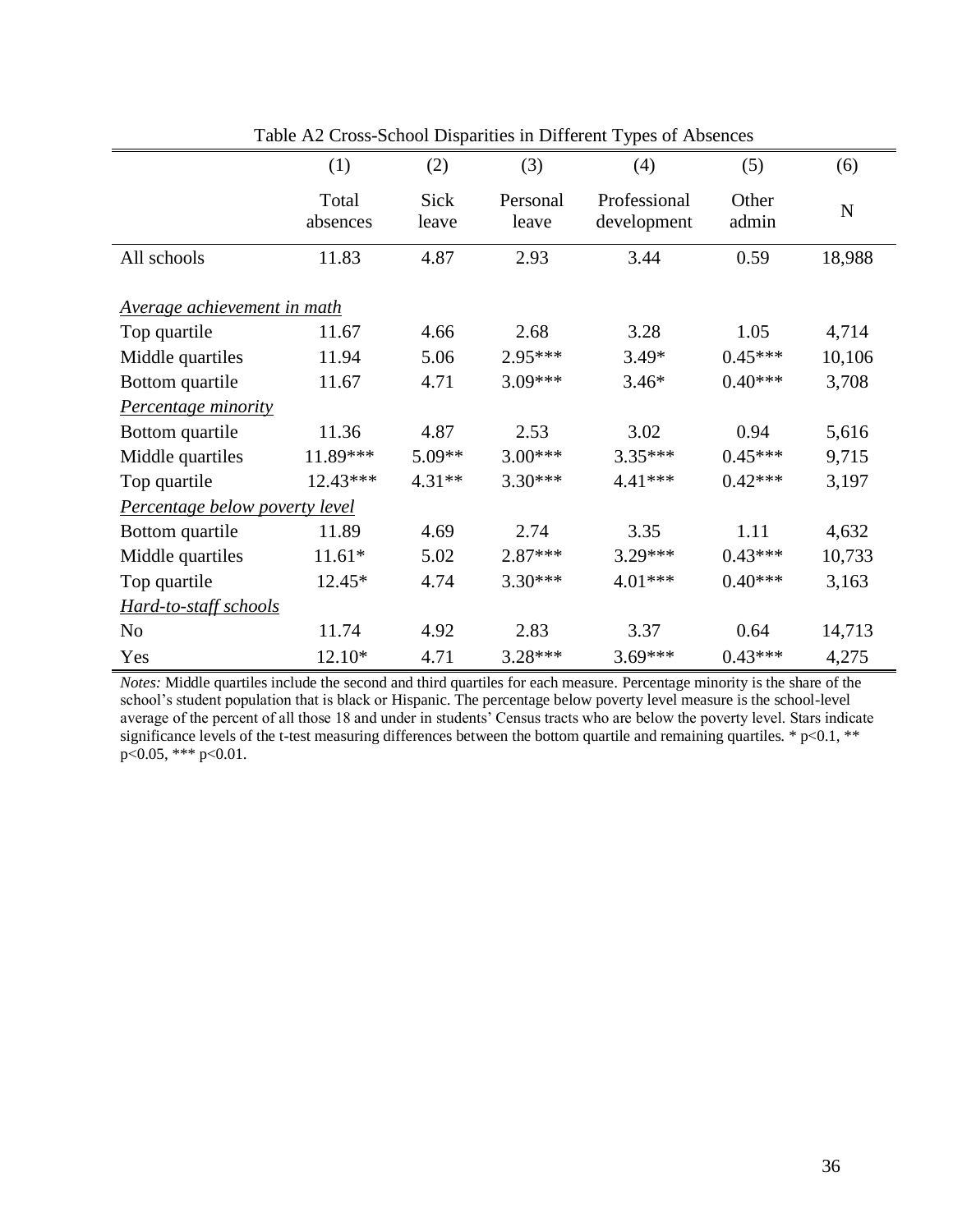Table A2 Cross-School Disparities in Different Types of Absences

| | (1) | (2) | (3) | (4) | (5) | (6) |
|---|---|---|---|---|---|---|
| | Total absences | Sick leave | Personal leave | Professional development | Other admin | N |
| All schools | 11.83 | 4.87 | 2.93 | 3.44 | 0.59 | 18,988 |
| *Average achievement in math* | | | | | | |
| Top quartile | 11.67 | 4.66 | 2.68 | 3.28 | 1.05 | 4,714 |
| Middle quartiles | 11.94 | 5.06 | 2.95*** | 3.49* | 0.45*** | 10,106 |
| Bottom quartile | 11.67 | 4.71 | 3.09*** | 3.46* | 0.40*** | 3,708 |
| *Percentage minority* | | | | | | |
| Bottom quartile | 11.36 | 4.87 | 2.53 | 3.02 | 0.94 | 5,616 |
| Middle quartiles | 11.89*** | 5.09** | 3.00*** | 3.35*** | 0.45*** | 9,715 |
| Top quartile | 12.43*** | 4.31** | 3.30*** | 4.41*** | 0.42*** | 3,197 |
| *Percentage below poverty level* | | | | | | |
| Bottom quartile | 11.89 | 4.69 | 2.74 | 3.35 | 1.11 | 4,632 |
| Middle quartiles | 11.61* | 5.02 | 2.87*** | 3.29*** | 0.43*** | 10,733 |
| Top quartile | 12.45* | 4.74 | 3.30*** | 4.01*** | 0.40*** | 3,163 |
| *Hard-to-staff schools* | | | | | | |
| No | 11.74 | 4.92 | 2.83 | 3.37 | 0.64 | 14,713 |
| Yes | 12.10* | 4.71 | 3.28*** | 3.69*** | 0.43*** | 4,275 |

*Notes:* Middle quartiles include the second and third quartiles for each measure. Percentage minority is the share of the school's student population that is black or Hispanic. The percentage below poverty level measure is the school-level average of the percent of all those 18 and under in students' Census tracts who are below the poverty level. Stars indicate significance levels of the t-test measuring differences between the bottom quartile and remaining quartiles. * $p<0.1$, ** $p<0.05$, *** $p<0.01$.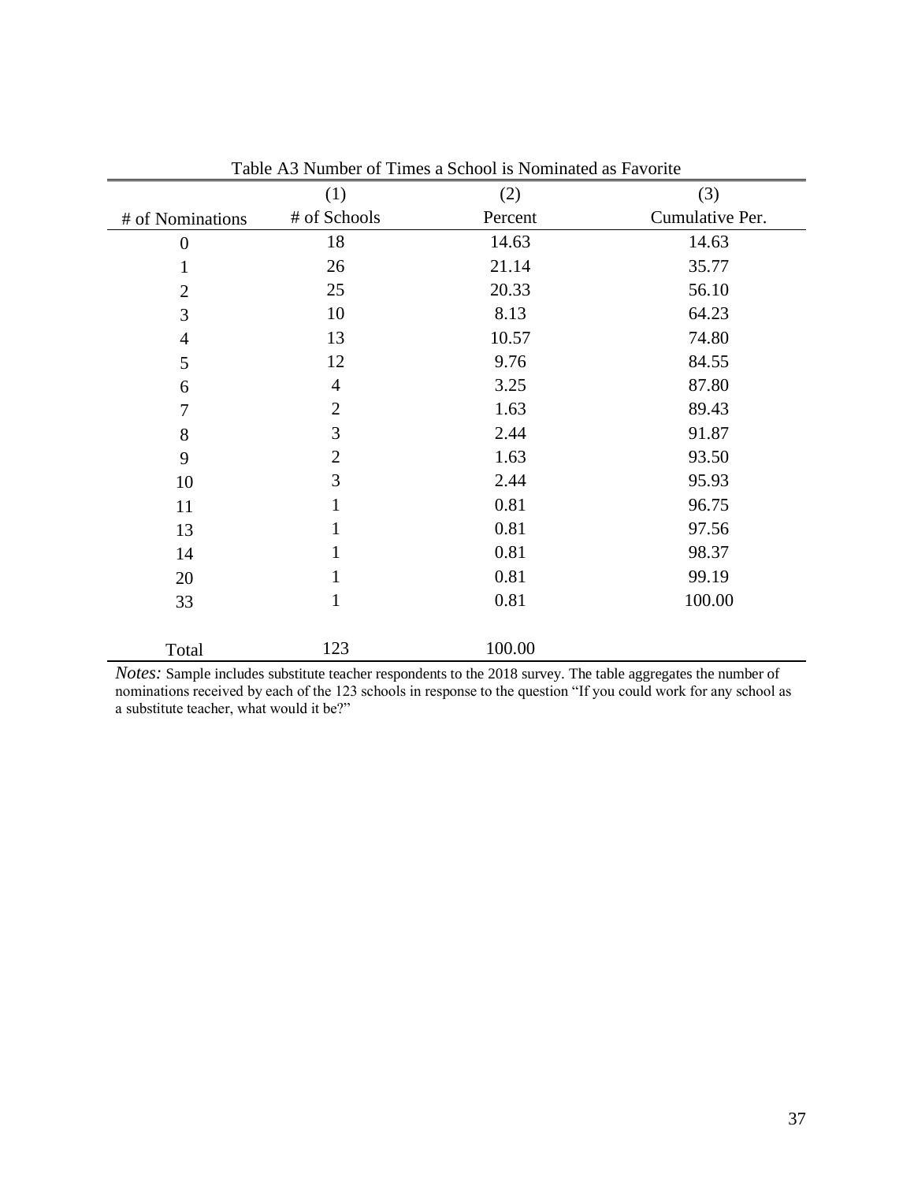Table A3 Number of Times a School is Nominated as Favorite

| | (1) | (2) | (3) |
|---|---|---|---|
| # of Nominations | # of Schools | Percent | Cumulative Per. |
| 0 | 18 | 14.63 | 14.63 |
| 1 | 26 | 21.14 | 35.77 |
| 2 | 25 | 20.33 | 56.10 |
| 3 | 10 | 8.13 | 64.23 |
| 4 | 13 | 10.57 | 74.80 |
| 5 | 12 | 9.76 | 84.55 |
| 6 | 4 | 3.25 | 87.80 |
| 7 | 2 | 1.63 | 89.43 |
| 8 | 3 | 2.44 | 91.87 |
| 9 | 2 | 1.63 | 93.50 |
| 10 | 3 | 2.44 | 95.93 |
| 11 | 1 | 0.81 | 96.75 |
| 13 | 1 | 0.81 | 97.56 |
| 14 | 1 | 0.81 | 98.37 |
| 20 | 1 | 0.81 | 99.19 |
| 33 | 1 | 0.81 | 100.00 |
| Total | 123 | 100.00 | |

*Notes:* Sample includes substitute teacher respondents to the 2018 survey. The table aggregates the number of nominations received by each of the 123 schools in response to the question "If you could work for any school as a substitute teacher, what would it be?"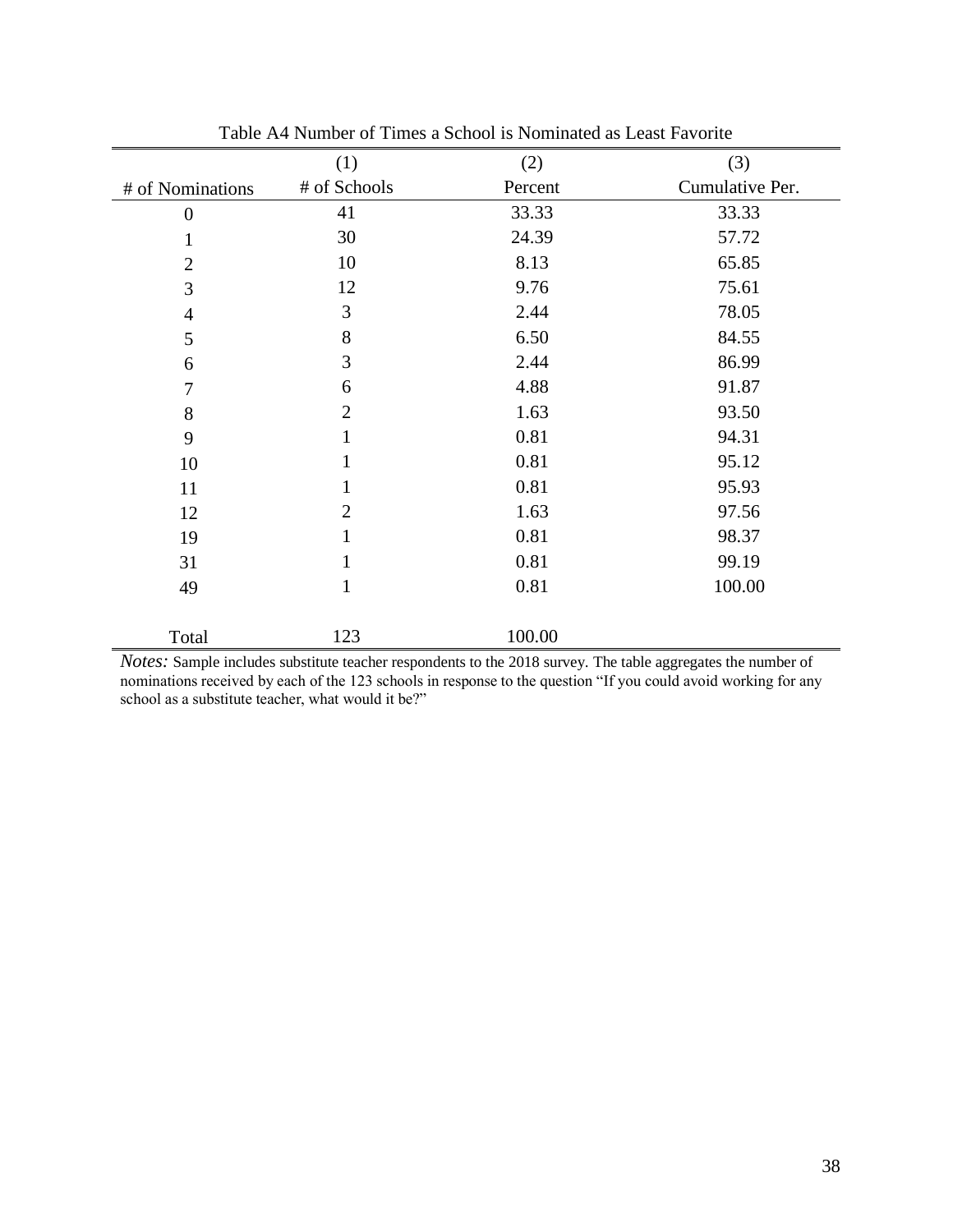Table A4 Number of Times a School is Nominated as Least Favorite

| | (1) | (2) | (3) |
|---|---|---|---|
| # of Nominations | # of Schools | Percent | Cumulative Per. |
| 0 | 41 | 33.33 | 33.33 |
| 1 | 30 | 24.39 | 57.72 |
| 2 | 10 | 8.13 | 65.85 |
| 3 | 12 | 9.76 | 75.61 |
| 4 | 3 | 2.44 | 78.05 |
| 5 | 8 | 6.50 | 84.55 |
| 6 | 3 | 2.44 | 86.99 |
| 7 | 6 | 4.88 | 91.87 |
| 8 | 2 | 1.63 | 93.50 |
| 9 | 1 | 0.81 | 94.31 |
| 10 | 1 | 0.81 | 95.12 |
| 11 | 1 | 0.81 | 95.93 |
| 12 | 2 | 1.63 | 97.56 |
| 19 | 1 | 0.81 | 98.37 |
| 31 | 1 | 0.81 | 99.19 |
| 49 | 1 | 0.81 | 100.00 |
| Total | 123 | 100.00 | |

*Notes:* Sample includes substitute teacher respondents to the 2018 survey. The table aggregates the number of nominations received by each of the 123 schools in response to the question "If you could avoid working for any school as a substitute teacher, what would it be?"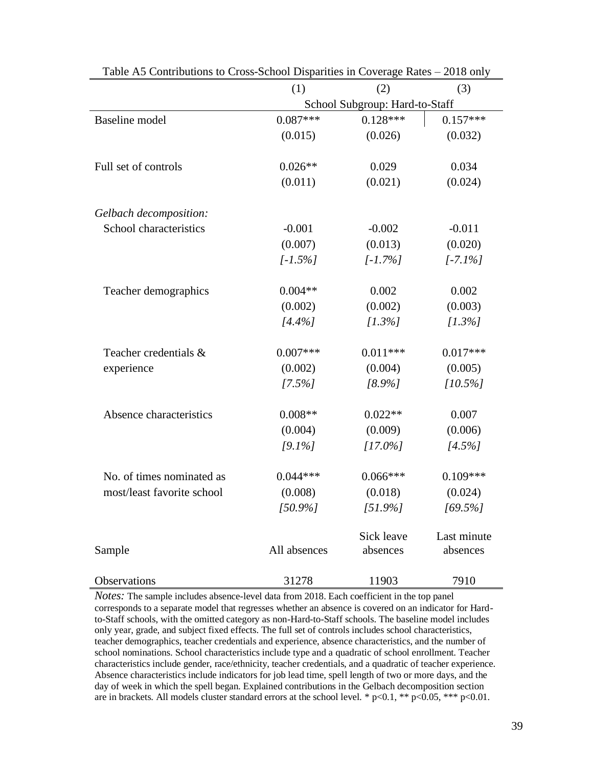Table A5 Contributions to Cross-School Disparities in Coverage Rates – 2018 only

| | (1) | (2) | (3) |
|---|---|---|---|
| | School Subgroup: Hard-to-Staff | | |
| Baseline model | 0.087*** | 0.128*** | 0.157*** |
| | (0.015) | (0.026) | (0.032) |
| Full set of controls | 0.026** | 0.029 | 0.034 |
| | (0.011) | (0.021) | (0.024) |
| *Gelbach decomposition:* | | | |
| School characteristics | -0.001 | -0.002 | -0.011 |
| | (0.007) | (0.013) | (0.020) |
| | *[-1.5%]* | *[-1.7%]* | *[-7.1%]* |
| Teacher demographics | 0.004** | 0.002 | 0.002 |
| | (0.002) | (0.002) | (0.003) |
| | *[4.4%]* | *[1.3%]* | *[1.3%]* |
| Teacher credentials & experience | 0.007*** | 0.011*** | 0.017*** |
| | (0.002) | (0.004) | (0.005) |
| | *[7.5%]* | *[8.9%]* | *[10.5%]* |
| Absence characteristics | 0.008** | 0.022** | 0.007 |
| | (0.004) | (0.009) | (0.006) |
| | *[9.1%]* | *[17.0%]* | *[4.5%]* |
| No. of times nominated as most/least favorite school | 0.044*** | 0.066*** | 0.109*** |
| | (0.008) | (0.018) | (0.024) |
| | *[50.9%]* | *[51.9%]* | *[69.5%]* |
| Sample | All absences | Sick leave absences | Last minute absences |
| Observations | 31278 | 11903 | 7910 |

*Notes:* The sample includes absence-level data from 2018. Each coefficient in the top panel corresponds to a separate model that regresses whether an absence is covered on an indicator for Hard-to-Staff schools, with the omitted category as non-Hard-to-Staff schools. The baseline model includes only year, grade, and subject fixed effects. The full set of controls includes school characteristics, teacher demographics, teacher credentials and experience, absence characteristics, and the number of school nominations. School characteristics include type and a quadratic of school enrollment. Teacher characteristics include gender, race/ethnicity, teacher credentials, and a quadratic of teacher experience. Absence characteristics include indicators for job lead time, spell length of two or more days, and the day of week in which the spell began. Explained contributions in the Gelbach decomposition section are in brackets. All models cluster standard errors at the school level. * p<0.1, ** p<0.05, *** p<0.01.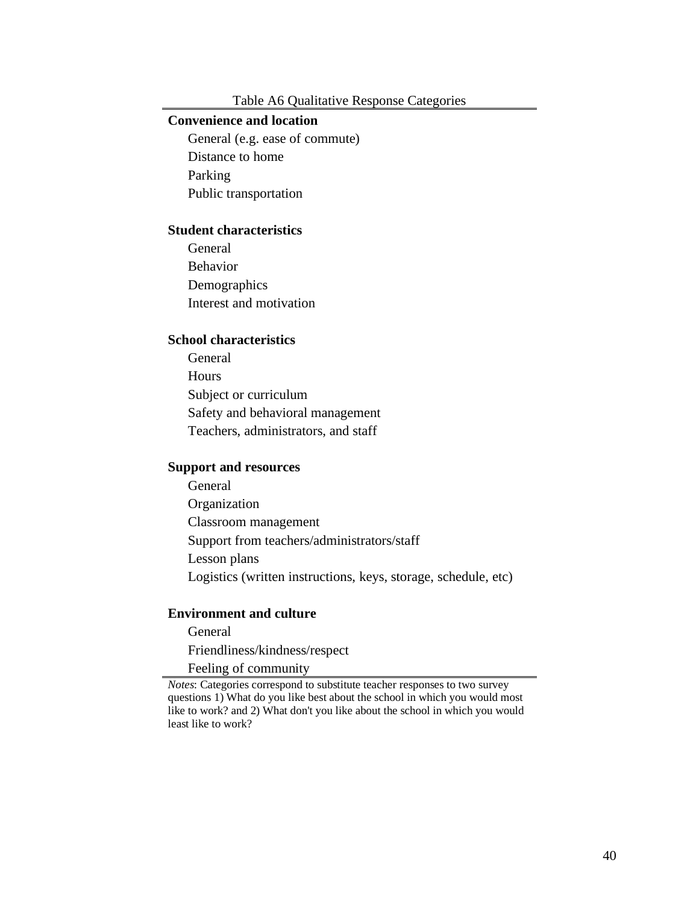Table A6 Qualitative Response Categories

| | |
|---|---|
| **Convenience and location** | |
| | General (e.g. ease of commute) |
| | Distance to home |
| | Parking |
| | Public transportation |
| **Student characteristics** | |
| | General |
| | Behavior |
| | Demographics |
| | Interest and motivation |
| **School characteristics** | |
| | General |
| | Hours |
| | Subject or curriculum |
| | Safety and behavioral management |
| | Teachers, administrators, and staff |
| **Support and resources** | |
| | General |
| | Organization |
| | Classroom management |
| | Support from teachers/administrators/staff |
| | Lesson plans |
| | Logistics (written instructions, keys, storage, schedule, etc) |
| **Environment and culture** | |
| | General |
| | Friendliness/kindness/respect |
| | Feeling of community |

*Notes*: Categories correspond to substitute teacher responses to two survey questions 1) What do you like best about the school in which you would most like to work? and 2) What don't you like about the school in which you would least like to work?